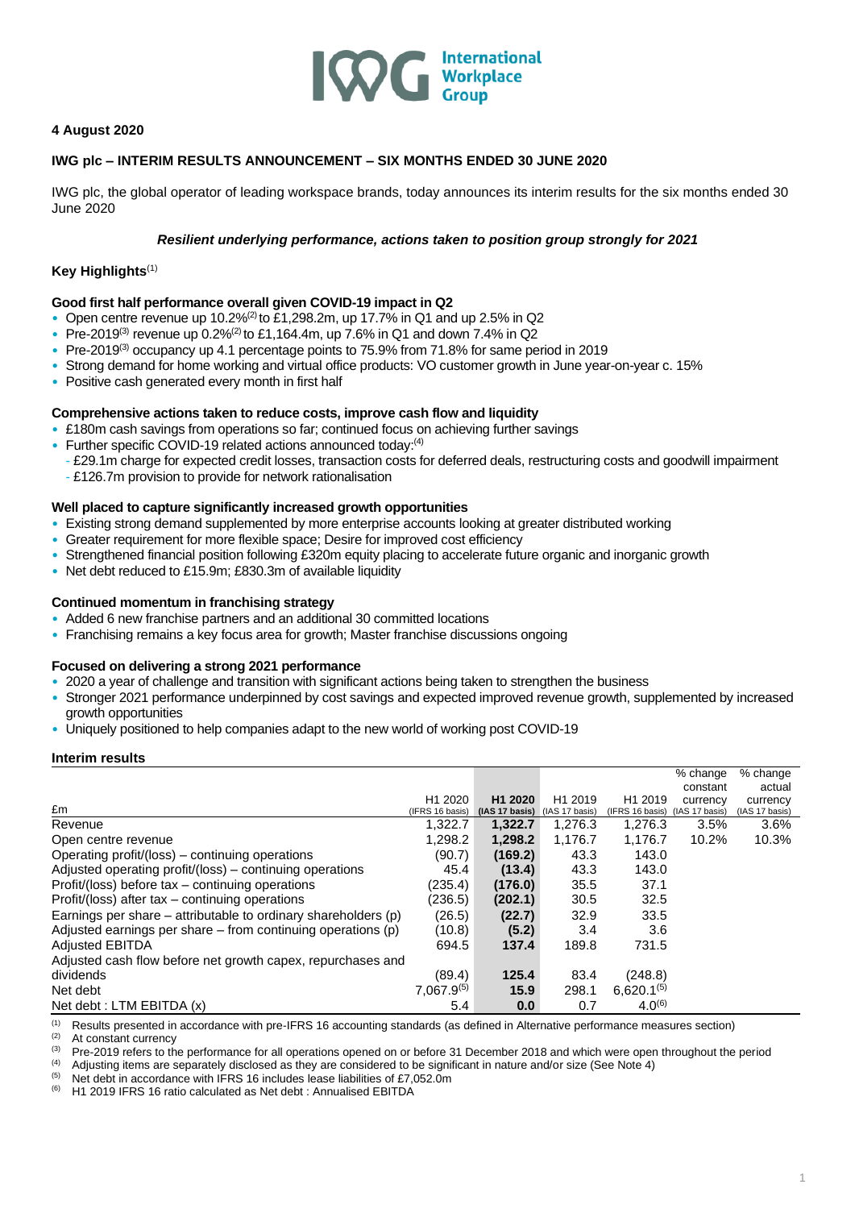**4 August 2020**

**IWG plc – INTERIM RESULTS ANNOUNCEMENT – SIX MONTHS ENDED 30 JUNE 2020**

IWG plc, the global operator of leading workspace brands, today announces its interim results for the six months ended 30 June 2020

***Resilient underlying performance, actions taken to position group strongly for 2021***

## Key Highlights[1]

**Good first half performance overall given COVID-19 impact in Q2**

- Open centre revenue up 10.2%[2] to £1,298.2m, up 17.7% in Q1 and up 2.5% in Q2
- Pre-2019[3] revenue up 0.2%[2] to £1,164.4m, up 7.6% in Q1 and down 7.4% in Q2
- Pre-2019[3] occupancy up 4.1 percentage points to 75.9% from 71.8% for same period in 2019
- Strong demand for home working and virtual office products: VO customer growth in June year-on-year c. 15%
- Positive cash generated every month in first half

**Comprehensive actions taken to reduce costs, improve cash flow and liquidity**

- £180m cash savings from operations so far; continued focus on achieving further savings
- Further specific COVID-19 related actions announced today:[4]
  - £29.1m charge for expected credit losses, transaction costs for deferred deals, restructuring costs and goodwill impairment
  - £126.7m provision to provide for network rationalisation

**Well placed to capture significantly increased growth opportunities**

- Existing strong demand supplemented by more enterprise accounts looking at greater distributed working
- Greater requirement for more flexible space; Desire for improved cost efficiency
- Strengthened financial position following £320m equity placing to accelerate future organic and inorganic growth
- Net debt reduced to £15.9m; £830.3m of available liquidity

**Continued momentum in franchising strategy**

- Added 6 new franchise partners and an additional 30 committed locations
- Franchising remains a key focus area for growth; Master franchise discussions ongoing

**Focused on delivering a strong 2021 performance**

- 2020 a year of challenge and transition with significant actions being taken to strengthen the business
- Stronger 2021 performance underpinned by cost savings and expected improved revenue growth, supplemented by increased growth opportunities
- Uniquely positioned to help companies adapt to the new world of working post COVID-19

**Interim results**

| £m | H1 2020 (IFRS 16 basis) | **H1 2020 (IAS 17 basis)** | H1 2019 (IAS 17 basis) | H1 2019 (IFRS 16 basis) | % change constant currency (IAS 17 basis) | % change actual currency (IAS 17 basis) |
|---|---|---|---|---|---|---|
| Revenue | 1,322.7 | **1,322.7** | 1,276.3 | 1,276.3 | 3.5% | 3.6% |
| Open centre revenue | 1,298.2 | **1,298.2** | 1,176.7 | 1,176.7 | 10.2% | 10.3% |
| Operating profit/(loss) – continuing operations | (90.7) | **(169.2)** | 43.3 | 143.0 | | |
| Adjusted operating profit/(loss) – continuing operations | 45.4 | **(13.4)** | 43.3 | 143.0 | | |
| Profit/(loss) before tax – continuing operations | (235.4) | **(176.0)** | 35.5 | 37.1 | | |
| Profit/(loss) after tax – continuing operations | (236.5) | **(202.1)** | 30.5 | 32.5 | | |
| Earnings per share – attributable to ordinary shareholders (p) | (26.5) | **(22.7)** | 32.9 | 33.5 | | |
| Adjusted earnings per share – from continuing operations (p) | (10.8) | **(5.2)** | 3.4 | 3.6 | | |
| Adjusted EBITDA | 694.5 | **137.4** | 189.8 | 731.5 | | |
| Adjusted cash flow before net growth capex, repurchases and dividends | (89.4) | **125.4** | 83.4 | (248.8) | | |
| Net debt | 7,067.9[5] | **15.9** | 298.1 | 6,620.1[5] | | |
| Net debt : LTM EBITDA (x) | 5.4 | **0.0** | 0.7 | 4.0[6] | | |

[1] Results presented in accordance with pre-IFRS 16 accounting standards (as defined in Alternative performance measures section)
[2] At constant currency
[3] Pre-2019 refers to the performance for all operations opened on or before 31 December 2018 and which were open throughout the period
[4] Adjusting items are separately disclosed as they are considered to be significant in nature and/or size (See Note 4)
[5] Net debt in accordance with IFRS 16 includes lease liabilities of £7,052.0m
[6] H1 2019 IFRS 16 ratio calculated as Net debt : Annualised EBITDA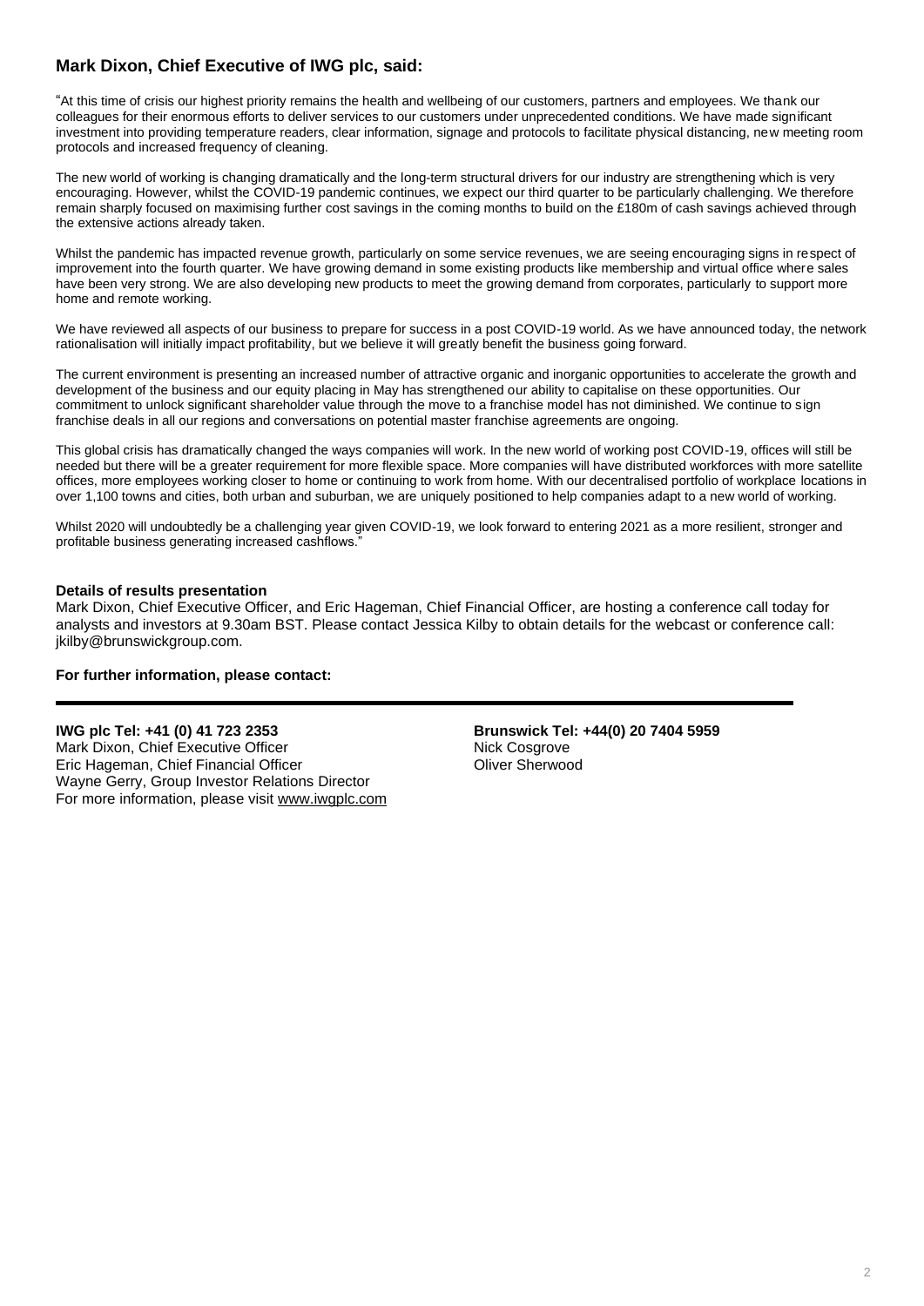## Mark Dixon, Chief Executive of IWG plc, said:

"At this time of crisis our highest priority remains the health and wellbeing of our customers, partners and employees. We thank our colleagues for their enormous efforts to deliver services to our customers under unprecedented conditions. We have made significant investment into providing temperature readers, clear information, signage and protocols to facilitate physical distancing, new meeting room protocols and increased frequency of cleaning.

The new world of working is changing dramatically and the long-term structural drivers for our industry are strengthening which is very encouraging. However, whilst the COVID-19 pandemic continues, we expect our third quarter to be particularly challenging. We therefore remain sharply focused on maximising further cost savings in the coming months to build on the £180m of cash savings achieved through the extensive actions already taken.

Whilst the pandemic has impacted revenue growth, particularly on some service revenues, we are seeing encouraging signs in respect of improvement into the fourth quarter. We have growing demand in some existing products like membership and virtual office where sales have been very strong. We are also developing new products to meet the growing demand from corporates, particularly to support more home and remote working.

We have reviewed all aspects of our business to prepare for success in a post COVID-19 world. As we have announced today, the network rationalisation will initially impact profitability, but we believe it will greatly benefit the business going forward.

The current environment is presenting an increased number of attractive organic and inorganic opportunities to accelerate the growth and development of the business and our equity placing in May has strengthened our ability to capitalise on these opportunities. Our commitment to unlock significant shareholder value through the move to a franchise model has not diminished. We continue to sign franchise deals in all our regions and conversations on potential master franchise agreements are ongoing.

This global crisis has dramatically changed the ways companies will work. In the new world of working post COVID-19, offices will still be needed but there will be a greater requirement for more flexible space. More companies will have distributed workforces with more satellite offices, more employees working closer to home or continuing to work from home. With our decentralised portfolio of workplace locations in over 1,100 towns and cities, both urban and suburban, we are uniquely positioned to help companies adapt to a new world of working.

Whilst 2020 will undoubtedly be a challenging year given COVID-19, we look forward to entering 2021 as a more resilient, stronger and profitable business generating increased cashflows."

**Details of results presentation**

Mark Dixon, Chief Executive Officer, and Eric Hageman, Chief Financial Officer, are hosting a conference call today for analysts and investors at 9.30am BST. Please contact Jessica Kilby to obtain details for the webcast or conference call: jkilby@brunswickgroup.com.

**For further information, please contact:**

---

**IWG plc Tel: +41 (0) 41 723 2353**
Mark Dixon, Chief Executive Officer
Eric Hageman, Chief Financial Officer
Wayne Gerry, Group Investor Relations Director
For more information, please visit www.iwgplc.com

**Brunswick Tel: +44(0) 20 7404 5959**
Nick Cosgrove
Oliver Sherwood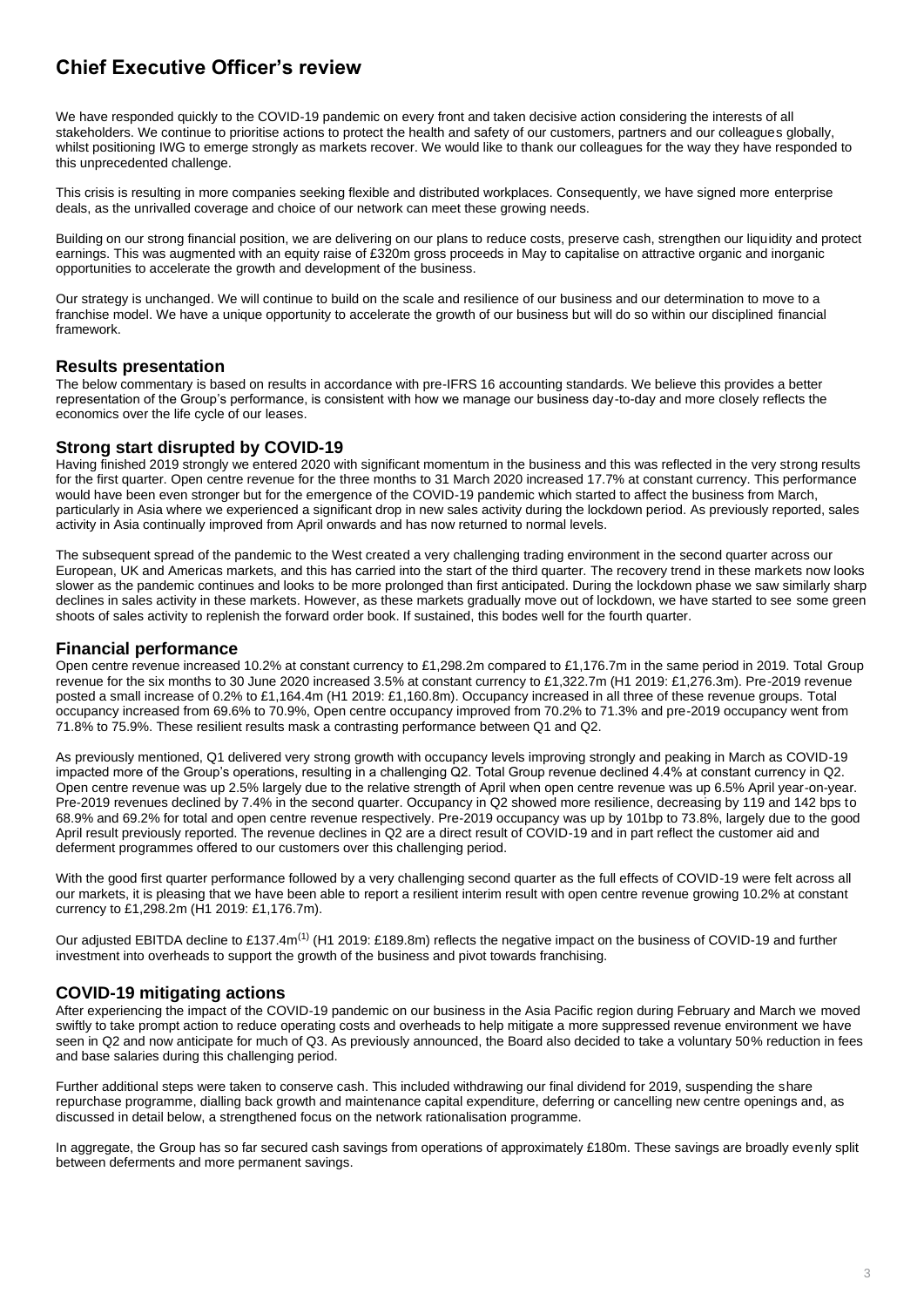# Chief Executive Officer's review

We have responded quickly to the COVID-19 pandemic on every front and taken decisive action considering the interests of all stakeholders. We continue to prioritise actions to protect the health and safety of our customers, partners and our colleagues globally, whilst positioning IWG to emerge strongly as markets recover. We would like to thank our colleagues for the way they have responded to this unprecedented challenge.

This crisis is resulting in more companies seeking flexible and distributed workplaces. Consequently, we have signed more enterprise deals, as the unrivalled coverage and choice of our network can meet these growing needs.

Building on our strong financial position, we are delivering on our plans to reduce costs, preserve cash, strengthen our liquidity and protect earnings. This was augmented with an equity raise of £320m gross proceeds in May to capitalise on attractive organic and inorganic opportunities to accelerate the growth and development of the business.

Our strategy is unchanged. We will continue to build on the scale and resilience of our business and our determination to move to a franchise model. We have a unique opportunity to accelerate the growth of our business but will do so within our disciplined financial framework.

## Results presentation

The below commentary is based on results in accordance with pre-IFRS 16 accounting standards. We believe this provides a better representation of the Group's performance, is consistent with how we manage our business day-to-day and more closely reflects the economics over the life cycle of our leases.

## Strong start disrupted by COVID-19

Having finished 2019 strongly we entered 2020 with significant momentum in the business and this was reflected in the very strong results for the first quarter. Open centre revenue for the three months to 31 March 2020 increased 17.7% at constant currency. This performance would have been even stronger but for the emergence of the COVID-19 pandemic which started to affect the business from March, particularly in Asia where we experienced a significant drop in new sales activity during the lockdown period. As previously reported, sales activity in Asia continually improved from April onwards and has now returned to normal levels.

The subsequent spread of the pandemic to the West created a very challenging trading environment in the second quarter across our European, UK and Americas markets, and this has carried into the start of the third quarter. The recovery trend in these markets now looks slower as the pandemic continues and looks to be more prolonged than first anticipated. During the lockdown phase we saw similarly sharp declines in sales activity in these markets. However, as these markets gradually move out of lockdown, we have started to see some green shoots of sales activity to replenish the forward order book. If sustained, this bodes well for the fourth quarter.

## Financial performance

Open centre revenue increased 10.2% at constant currency to £1,298.2m compared to £1,176.7m in the same period in 2019. Total Group revenue for the six months to 30 June 2020 increased 3.5% at constant currency to £1,322.7m (H1 2019: £1,276.3m). Pre-2019 revenue posted a small increase of 0.2% to £1,164.4m (H1 2019: £1,160.8m). Occupancy increased in all three of these revenue groups. Total occupancy increased from 69.6% to 70.9%, Open centre occupancy improved from 70.2% to 71.3% and pre-2019 occupancy went from 71.8% to 75.9%. These resilient results mask a contrasting performance between Q1 and Q2.

As previously mentioned, Q1 delivered very strong growth with occupancy levels improving strongly and peaking in March as COVID-19 impacted more of the Group's operations, resulting in a challenging Q2. Total Group revenue declined 4.4% at constant currency in Q2. Open centre revenue was up 2.5% largely due to the relative strength of April when open centre revenue was up 6.5% April year-on-year. Pre-2019 revenues declined by 7.4% in the second quarter. Occupancy in Q2 showed more resilience, decreasing by 119 and 142 bps to 68.9% and 69.2% for total and open centre revenue respectively. Pre-2019 occupancy was up by 101bp to 73.8%, largely due to the good April result previously reported. The revenue declines in Q2 are a direct result of COVID-19 and in part reflect the customer aid and deferment programmes offered to our customers over this challenging period.

With the good first quarter performance followed by a very challenging second quarter as the full effects of COVID-19 were felt across all our markets, it is pleasing that we have been able to report a resilient interim result with open centre revenue growing 10.2% at constant currency to £1,298.2m (H1 2019: £1,176.7m).

Our adjusted EBITDA decline to £137.4m[(1)] (H1 2019: £189.8m) reflects the negative impact on the business of COVID-19 and further investment into overheads to support the growth of the business and pivot towards franchising.

## COVID-19 mitigating actions

After experiencing the impact of the COVID-19 pandemic on our business in the Asia Pacific region during February and March we moved swiftly to take prompt action to reduce operating costs and overheads to help mitigate a more suppressed revenue environment we have seen in Q2 and now anticipate for much of Q3. As previously announced, the Board also decided to take a voluntary 50% reduction in fees and base salaries during this challenging period.

Further additional steps were taken to conserve cash. This included withdrawing our final dividend for 2019, suspending the share repurchase programme, dialling back growth and maintenance capital expenditure, deferring or cancelling new centre openings and, as discussed in detail below, a strengthened focus on the network rationalisation programme.

In aggregate, the Group has so far secured cash savings from operations of approximately £180m. These savings are broadly evenly split between deferments and more permanent savings.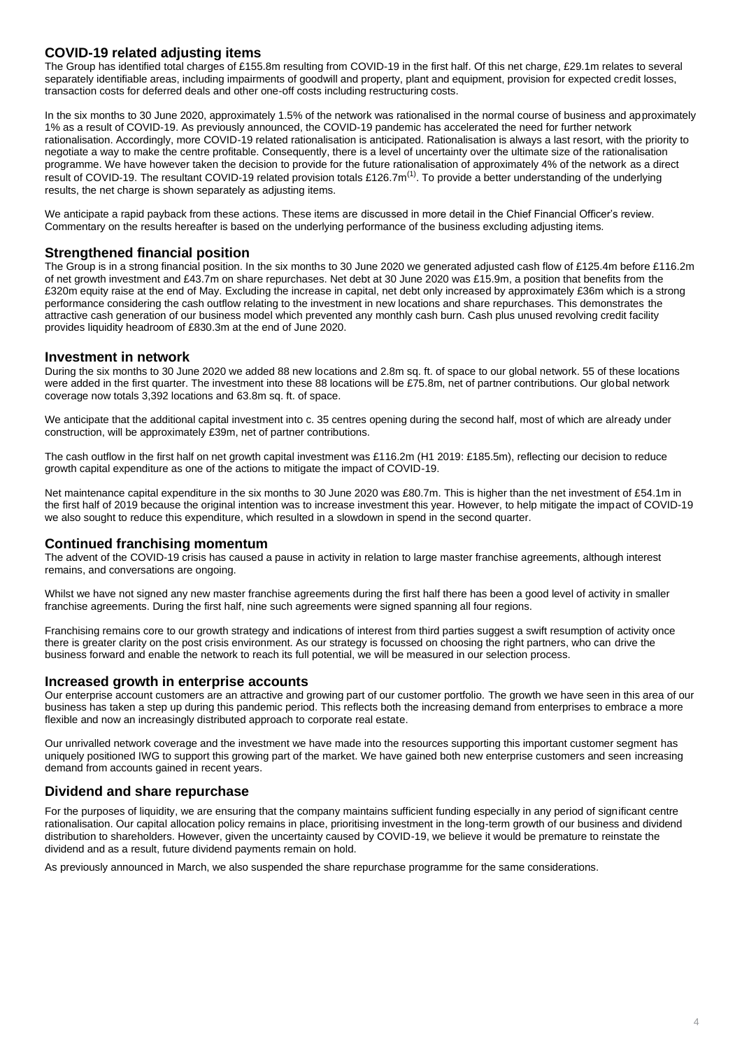## COVID-19 related adjusting items

The Group has identified total charges of £155.8m resulting from COVID-19 in the first half. Of this net charge, £29.1m relates to several separately identifiable areas, including impairments of goodwill and property, plant and equipment, provision for expected credit losses, transaction costs for deferred deals and other one-off costs including restructuring costs.

In the six months to 30 June 2020, approximately 1.5% of the network was rationalised in the normal course of business and approximately 1% as a result of COVID-19. As previously announced, the COVID-19 pandemic has accelerated the need for further network rationalisation. Accordingly, more COVID-19 related rationalisation is anticipated. Rationalisation is always a last resort, with the priority to negotiate a way to make the centre profitable. Consequently, there is a level of uncertainty over the ultimate size of the rationalisation programme. We have however taken the decision to provide for the future rationalisation of approximately 4% of the network as a direct result of COVID-19. The resultant COVID-19 related provision totals £126.7m[1]. To provide a better understanding of the underlying results, the net charge is shown separately as adjusting items.

We anticipate a rapid payback from these actions. These items are discussed in more detail in the Chief Financial Officer's review. Commentary on the results hereafter is based on the underlying performance of the business excluding adjusting items.

## Strengthened financial position

The Group is in a strong financial position. In the six months to 30 June 2020 we generated adjusted cash flow of £125.4m before £116.2m of net growth investment and £43.7m on share repurchases. Net debt at 30 June 2020 was £15.9m, a position that benefits from the £320m equity raise at the end of May. Excluding the increase in capital, net debt only increased by approximately £36m which is a strong performance considering the cash outflow relating to the investment in new locations and share repurchases. This demonstrates the attractive cash generation of our business model which prevented any monthly cash burn. Cash plus unused revolving credit facility provides liquidity headroom of £830.3m at the end of June 2020.

## Investment in network

During the six months to 30 June 2020 we added 88 new locations and 2.8m sq. ft. of space to our global network. 55 of these locations were added in the first quarter. The investment into these 88 locations will be £75.8m, net of partner contributions. Our global network coverage now totals 3,392 locations and 63.8m sq. ft. of space.

We anticipate that the additional capital investment into c. 35 centres opening during the second half, most of which are already under construction, will be approximately £39m, net of partner contributions.

The cash outflow in the first half on net growth capital investment was £116.2m (H1 2019: £185.5m), reflecting our decision to reduce growth capital expenditure as one of the actions to mitigate the impact of COVID-19.

Net maintenance capital expenditure in the six months to 30 June 2020 was £80.7m. This is higher than the net investment of £54.1m in the first half of 2019 because the original intention was to increase investment this year. However, to help mitigate the impact of COVID-19 we also sought to reduce this expenditure, which resulted in a slowdown in spend in the second quarter.

## Continued franchising momentum

The advent of the COVID-19 crisis has caused a pause in activity in relation to large master franchise agreements, although interest remains, and conversations are ongoing.

Whilst we have not signed any new master franchise agreements during the first half there has been a good level of activity in smaller franchise agreements. During the first half, nine such agreements were signed spanning all four regions.

Franchising remains core to our growth strategy and indications of interest from third parties suggest a swift resumption of activity once there is greater clarity on the post crisis environment. As our strategy is focussed on choosing the right partners, who can drive the business forward and enable the network to reach its full potential, we will be measured in our selection process.

## Increased growth in enterprise accounts

Our enterprise account customers are an attractive and growing part of our customer portfolio. The growth we have seen in this area of our business has taken a step up during this pandemic period. This reflects both the increasing demand from enterprises to embrace a more flexible and now an increasingly distributed approach to corporate real estate.

Our unrivalled network coverage and the investment we have made into the resources supporting this important customer segment has uniquely positioned IWG to support this growing part of the market. We have gained both new enterprise customers and seen increasing demand from accounts gained in recent years.

## Dividend and share repurchase

For the purposes of liquidity, we are ensuring that the company maintains sufficient funding especially in any period of significant centre rationalisation. Our capital allocation policy remains in place, prioritising investment in the long-term growth of our business and dividend distribution to shareholders. However, given the uncertainty caused by COVID-19, we believe it would be premature to reinstate the dividend and as a result, future dividend payments remain on hold.

As previously announced in March, we also suspended the share repurchase programme for the same considerations.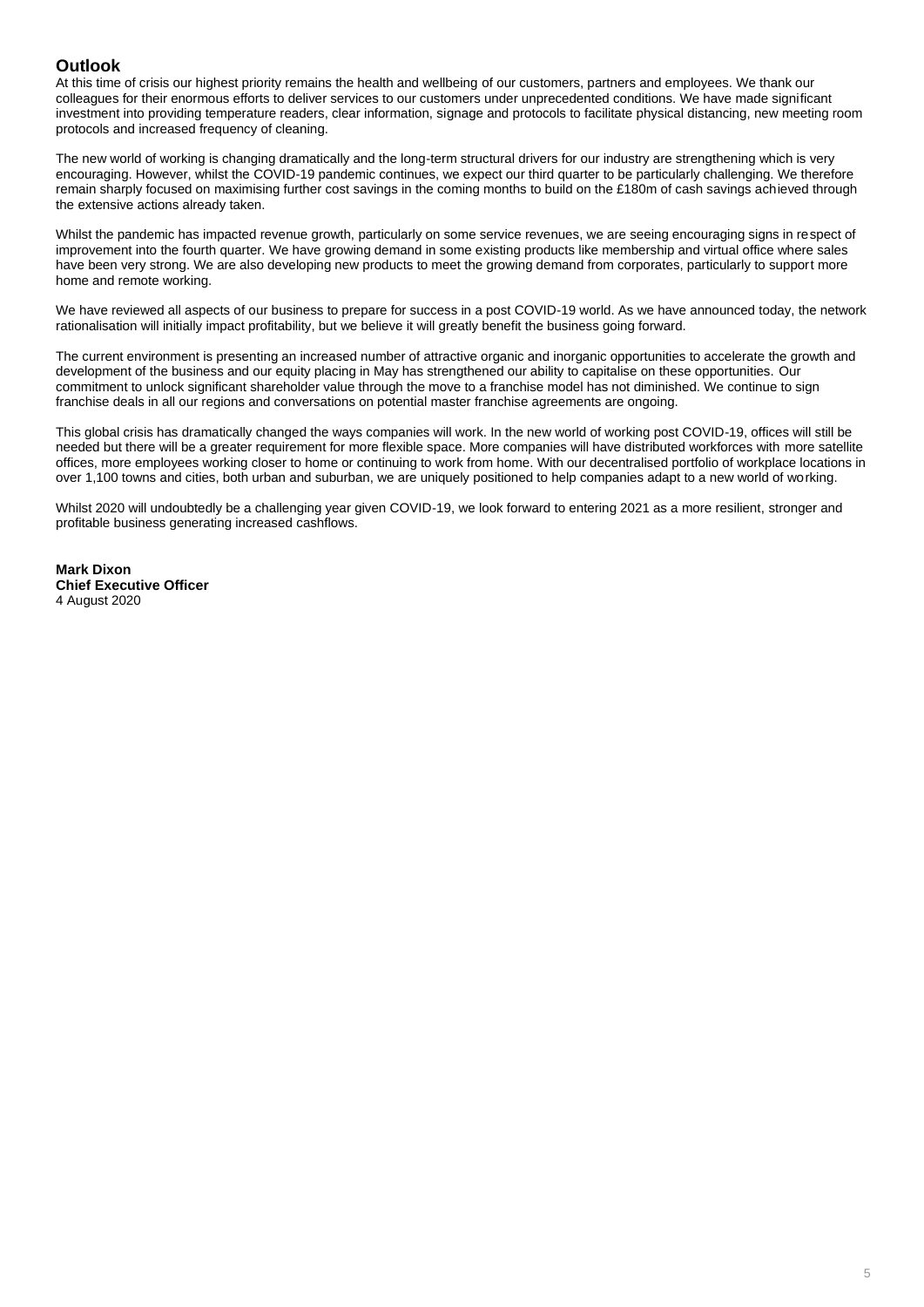## Outlook

At this time of crisis our highest priority remains the health and wellbeing of our customers, partners and employees. We thank our colleagues for their enormous efforts to deliver services to our customers under unprecedented conditions. We have made significant investment into providing temperature readers, clear information, signage and protocols to facilitate physical distancing, new meeting room protocols and increased frequency of cleaning.

The new world of working is changing dramatically and the long-term structural drivers for our industry are strengthening which is very encouraging. However, whilst the COVID-19 pandemic continues, we expect our third quarter to be particularly challenging. We therefore remain sharply focused on maximising further cost savings in the coming months to build on the £180m of cash savings achieved through the extensive actions already taken.

Whilst the pandemic has impacted revenue growth, particularly on some service revenues, we are seeing encouraging signs in respect of improvement into the fourth quarter. We have growing demand in some existing products like membership and virtual office where sales have been very strong. We are also developing new products to meet the growing demand from corporates, particularly to support more home and remote working.

We have reviewed all aspects of our business to prepare for success in a post COVID-19 world. As we have announced today, the network rationalisation will initially impact profitability, but we believe it will greatly benefit the business going forward.

The current environment is presenting an increased number of attractive organic and inorganic opportunities to accelerate the growth and development of the business and our equity placing in May has strengthened our ability to capitalise on these opportunities. Our commitment to unlock significant shareholder value through the move to a franchise model has not diminished. We continue to sign franchise deals in all our regions and conversations on potential master franchise agreements are ongoing.

This global crisis has dramatically changed the ways companies will work. In the new world of working post COVID-19, offices will still be needed but there will be a greater requirement for more flexible space. More companies will have distributed workforces with more satellite offices, more employees working closer to home or continuing to work from home. With our decentralised portfolio of workplace locations in over 1,100 towns and cities, both urban and suburban, we are uniquely positioned to help companies adapt to a new world of working.

Whilst 2020 will undoubtedly be a challenging year given COVID-19, we look forward to entering 2021 as a more resilient, stronger and profitable business generating increased cashflows.

**Mark Dixon**
**Chief Executive Officer**
4 August 2020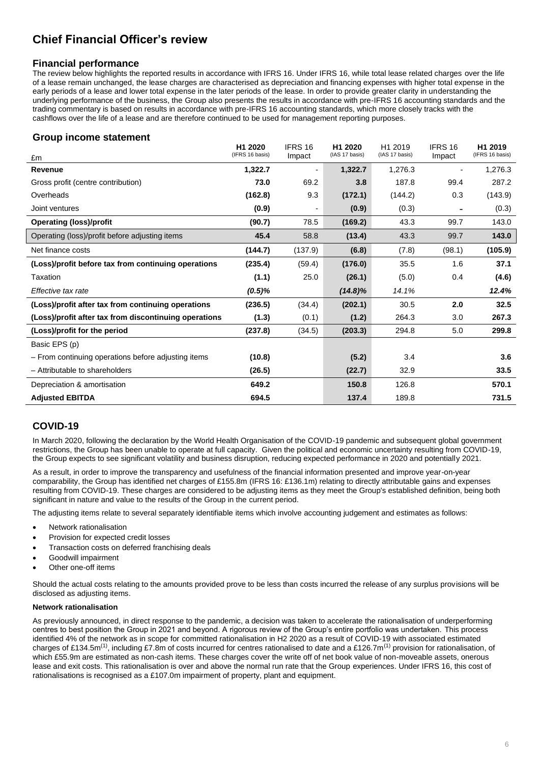## Chief Financial Officer's review

### Financial performance

The review below highlights the reported results in accordance with IFRS 16. Under IFRS 16, while total lease related charges over the life of a lease remain unchanged, the lease charges are characterised as depreciation and financing expenses with higher total expense in the early periods of a lease and lower total expense in the later periods of the lease. In order to provide greater clarity in understanding the underlying performance of the business, the Group also presents the results in accordance with pre-IFRS 16 accounting standards and the trading commentary is based on results in accordance with pre-IFRS 16 accounting standards, which more closely tracks with the cashflows over the life of a lease and are therefore continued to be used for management reporting purposes.

### Group income statement

| £m | **H1 2020** (IFRS 16 basis) | IFRS 16 Impact | **H1 2020** (IAS 17 basis) | H1 2019 (IAS 17 basis) | IFRS 16 Impact | **H1 2019** (IFRS 16 basis) |
|---|---|---|---|---|---|---|
| **Revenue** | **1,322.7** | - | **1,322.7** | 1,276.3 | - | 1,276.3 |
| Gross profit (centre contribution) | **73.0** | 69.2 | **3.8** | 187.8 | 99.4 | 287.2 |
| Overheads | **(162.8)** | 9.3 | **(172.1)** | (144.2) | 0.3 | (143.9) |
| Joint ventures | **(0.9)** | - | **(0.9)** | (0.3) | - | (0.3) |
| **Operating (loss)/profit** | **(90.7)** | 78.5 | **(169.2)** | 43.3 | 99.7 | 143.0 |
| Operating (loss)/profit before adjusting items | **45.4** | 58.8 | **(13.4)** | 43.3 | 99.7 | **143.0** |
| Net finance costs | **(144.7)** | (137.9) | **(6.8)** | (7.8) | (98.1) | **(105.9)** |
| **(Loss)/profit before tax from continuing operations** | **(235.4)** | (59.4) | **(176.0)** | 35.5 | 1.6 | **37.1** |
| Taxation | **(1.1)** | 25.0 | **(26.1)** | (5.0) | 0.4 | **(4.6)** |
| *Effective tax rate* | ***(0.5)%*** | | ***(14.8)%*** | *14.1%* | | ***12.4%*** |
| **(Loss)/profit after tax from continuing operations** | **(236.5)** | (34.4) | **(202.1)** | 30.5 | **2.0** | **32.5** |
| **(Loss)/profit after tax from discontinuing operations** | **(1.3)** | (0.1) | **(1.2)** | 264.3 | 3.0 | **267.3** |
| **(Loss)/profit for the period** | **(237.8)** | (34.5) | **(203.3)** | 294.8 | 5.0 | **299.8** |
| Basic EPS (p) | | | | | | |
| – From continuing operations before adjusting items | **(10.8)** | | **(5.2)** | 3.4 | | **3.6** |
| – Attributable to shareholders | **(26.5)** | | **(22.7)** | 32.9 | | **33.5** |
| Depreciation & amortisation | **649.2** | | **150.8** | 126.8 | | **570.1** |
| **Adjusted EBITDA** | **694.5** | | **137.4** | 189.8 | | **731.5** |

## COVID-19

In March 2020, following the declaration by the World Health Organisation of the COVID-19 pandemic and subsequent global government restrictions, the Group has been unable to operate at full capacity. Given the political and economic uncertainty resulting from COVID-19, the Group expects to see significant volatility and business disruption, reducing expected performance in 2020 and potentially 2021.

As a result, in order to improve the transparency and usefulness of the financial information presented and improve year-on-year comparability, the Group has identified net charges of £155.8m (IFRS 16: £136.1m) relating to directly attributable gains and expenses resulting from COVID-19. These charges are considered to be adjusting items as they meet the Group's established definition, being both significant in nature and value to the results of the Group in the current period.

The adjusting items relate to several separately identifiable items which involve accounting judgement and estimates as follows:

- Network rationalisation
- Provision for expected credit losses
- Transaction costs on deferred franchising deals
- Goodwill impairment
- Other one-off items

Should the actual costs relating to the amounts provided prove to be less than costs incurred the release of any surplus provisions will be disclosed as adjusting items.

**Network rationalisation**

As previously announced, in direct response to the pandemic, a decision was taken to accelerate the rationalisation of underperforming centres to best position the Group in 2021 and beyond. A rigorous review of the Group's entire portfolio was undertaken. This process identified 4% of the network as in scope for committed rationalisation in H2 2020 as a result of COVID-19 with associated estimated charges of £134.5m(1), including £7.8m of costs incurred for centres rationalised to date and a £126.7m(1) provision for rationalisation, of which £55.9m are estimated as non-cash items. These charges cover the write off of net book value of non-moveable assets, onerous lease and exit costs. This rationalisation is over and above the normal run rate that the Group experiences. Under IFRS 16, this cost of rationalisations is recognised as a £107.0m impairment of property, plant and equipment.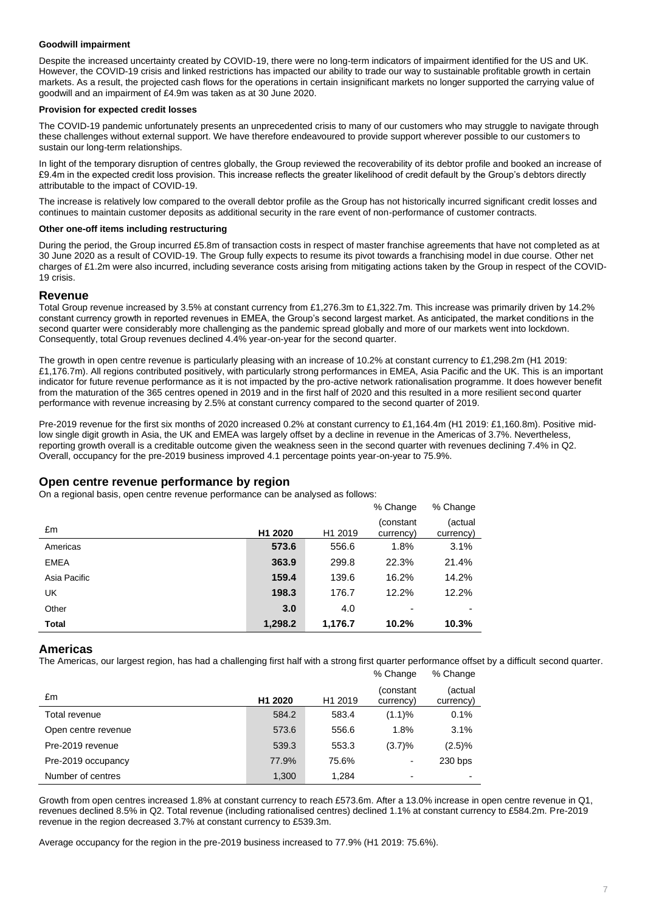**Goodwill impairment**

Despite the increased uncertainty created by COVID-19, there were no long-term indicators of impairment identified for the US and UK. However, the COVID-19 crisis and linked restrictions has impacted our ability to trade our way to sustainable profitable growth in certain markets. As a result, the projected cash flows for the operations in certain insignificant markets no longer supported the carrying value of goodwill and an impairment of £4.9m was taken as at 30 June 2020.

**Provision for expected credit losses**

The COVID-19 pandemic unfortunately presents an unprecedented crisis to many of our customers who may struggle to navigate through these challenges without external support. We have therefore endeavoured to provide support wherever possible to our customers to sustain our long-term relationships.

In light of the temporary disruption of centres globally, the Group reviewed the recoverability of its debtor profile and booked an increase of £9.4m in the expected credit loss provision. This increase reflects the greater likelihood of credit default by the Group's debtors directly attributable to the impact of COVID-19.

The increase is relatively low compared to the overall debtor profile as the Group has not historically incurred significant credit losses and continues to maintain customer deposits as additional security in the rare event of non-performance of customer contracts.

**Other one-off items including restructuring**

During the period, the Group incurred £5.8m of transaction costs in respect of master franchise agreements that have not completed as at 30 June 2020 as a result of COVID-19. The Group fully expects to resume its pivot towards a franchising model in due course. Other net charges of £1.2m were also incurred, including severance costs arising from mitigating actions taken by the Group in respect of the COVID-19 crisis.

## Revenue

Total Group revenue increased by 3.5% at constant currency from £1,276.3m to £1,322.7m. This increase was primarily driven by 14.2% constant currency growth in reported revenues in EMEA, the Group's second largest market. As anticipated, the market conditions in the second quarter were considerably more challenging as the pandemic spread globally and more of our markets went into lockdown. Consequently, total Group revenues declined 4.4% year-on-year for the second quarter.

The growth in open centre revenue is particularly pleasing with an increase of 10.2% at constant currency to £1,298.2m (H1 2019: £1,176.7m). All regions contributed positively, with particularly strong performances in EMEA, Asia Pacific and the UK. This is an important indicator for future revenue performance as it is not impacted by the pro-active network rationalisation programme. It does however benefit from the maturation of the 365 centres opened in 2019 and in the first half of 2020 and this resulted in a more resilient second quarter performance with revenue increasing by 2.5% at constant currency compared to the second quarter of 2019.

Pre-2019 revenue for the first six months of 2020 increased 0.2% at constant currency to £1,164.4m (H1 2019: £1,160.8m). Positive mid-low single digit growth in Asia, the UK and EMEA was largely offset by a decline in revenue in the Americas of 3.7%. Nevertheless, reporting growth overall is a creditable outcome given the weakness seen in the second quarter with revenues declining 7.4% in Q2. Overall, occupancy for the pre-2019 business improved 4.1 percentage points year-on-year to 75.9%.

## Open centre revenue performance by region

On a regional basis, open centre revenue performance can be analysed as follows:

| £m | H1 2020 | H1 2019 | % Change (constant currency) | % Change (actual currency) |
|---|---|---|---|---|
| Americas | **573.6** | 556.6 | 1.8% | 3.1% |
| EMEA | **363.9** | 299.8 | 22.3% | 21.4% |
| Asia Pacific | **159.4** | 139.6 | 16.2% | 14.2% |
| UK | **198.3** | 176.7 | 12.2% | 12.2% |
| Other | **3.0** | 4.0 | - | - |
| **Total** | **1,298.2** | **1,176.7** | **10.2%** | **10.3%** |

## Americas

The Americas, our largest region, has had a challenging first half with a strong first quarter performance offset by a difficult second quarter.

| £m | H1 2020 | H1 2019 | % Change (constant currency) | % Change (actual currency) |
|---|---|---|---|---|
| Total revenue | 584.2 | 583.4 | (1.1)% | 0.1% |
| Open centre revenue | 573.6 | 556.6 | 1.8% | 3.1% |
| Pre-2019 revenue | 539.3 | 553.3 | (3.7)% | (2.5)% |
| Pre-2019 occupancy | 77.9% | 75.6% | - | 230 bps |
| Number of centres | 1,300 | 1,284 | - | - |

Growth from open centres increased 1.8% at constant currency to reach £573.6m. After a 13.0% increase in open centre revenue in Q1, revenues declined 8.5% in Q2. Total revenue (including rationalised centres) declined 1.1% at constant currency to £584.2m. Pre-2019 revenue in the region decreased 3.7% at constant currency to £539.3m.

Average occupancy for the region in the pre-2019 business increased to 77.9% (H1 2019: 75.6%).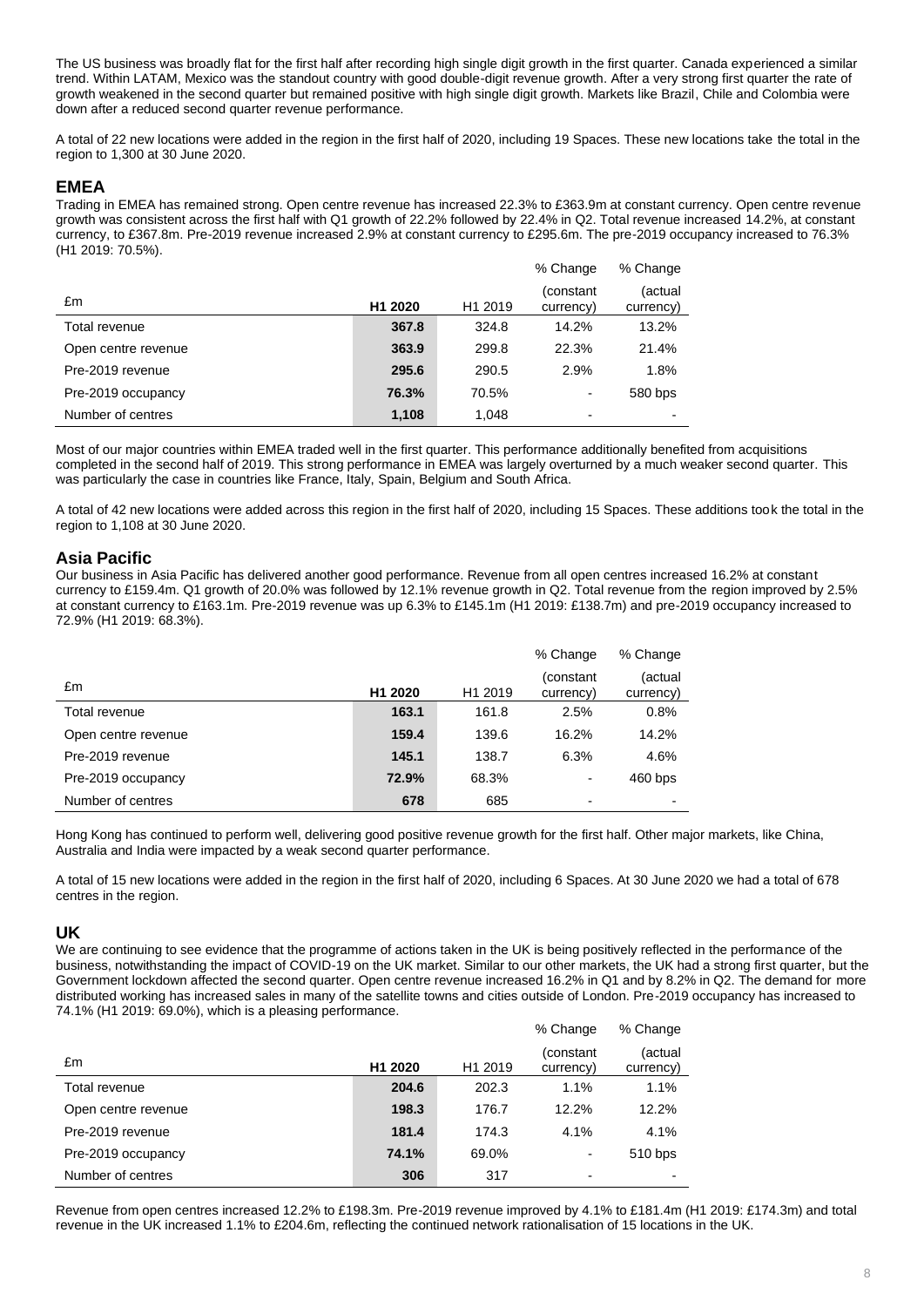The US business was broadly flat for the first half after recording high single digit growth in the first quarter. Canada experienced a similar trend. Within LATAM, Mexico was the standout country with good double-digit revenue growth. After a very strong first quarter the rate of growth weakened in the second quarter but remained positive with high single digit growth. Markets like Brazil, Chile and Colombia were down after a reduced second quarter revenue performance.

A total of 22 new locations were added in the region in the first half of 2020, including 19 Spaces. These new locations take the total in the region to 1,300 at 30 June 2020.

## EMEA

Trading in EMEA has remained strong. Open centre revenue has increased 22.3% to £363.9m at constant currency. Open centre revenue growth was consistent across the first half with Q1 growth of 22.2% followed by 22.4% in Q2. Total revenue increased 14.2%, at constant currency, to £367.8m. Pre-2019 revenue increased 2.9% at constant currency to £295.6m. The pre-2019 occupancy increased to 76.3% (H1 2019: 70.5%).

| £m | H1 2020 | H1 2019 | % Change (constant currency) | % Change (actual currency) |
|---|---|---|---|---|
| Total revenue | **367.8** | 324.8 | 14.2% | 13.2% |
| Open centre revenue | **363.9** | 299.8 | 22.3% | 21.4% |
| Pre-2019 revenue | **295.6** | 290.5 | 2.9% | 1.8% |
| Pre-2019 occupancy | **76.3%** | 70.5% | - | 580 bps |
| Number of centres | **1,108** | 1,048 | - | - |

Most of our major countries within EMEA traded well in the first quarter. This performance additionally benefited from acquisitions completed in the second half of 2019. This strong performance in EMEA was largely overturned by a much weaker second quarter. This was particularly the case in countries like France, Italy, Spain, Belgium and South Africa.

A total of 42 new locations were added across this region in the first half of 2020, including 15 Spaces. These additions took the total in the region to 1,108 at 30 June 2020.

## Asia Pacific

Our business in Asia Pacific has delivered another good performance. Revenue from all open centres increased 16.2% at constant currency to £159.4m. Q1 growth of 20.0% was followed by 12.1% revenue growth in Q2. Total revenue from the region improved by 2.5% at constant currency to £163.1m. Pre-2019 revenue was up 6.3% to £145.1m (H1 2019: £138.7m) and pre-2019 occupancy increased to 72.9% (H1 2019: 68.3%).

| £m | H1 2020 | H1 2019 | % Change (constant currency) | % Change (actual currency) |
|---|---|---|---|---|
| Total revenue | **163.1** | 161.8 | 2.5% | 0.8% |
| Open centre revenue | **159.4** | 139.6 | 16.2% | 14.2% |
| Pre-2019 revenue | **145.1** | 138.7 | 6.3% | 4.6% |
| Pre-2019 occupancy | **72.9%** | 68.3% | - | 460 bps |
| Number of centres | **678** | 685 | - | - |

Hong Kong has continued to perform well, delivering good positive revenue growth for the first half. Other major markets, like China, Australia and India were impacted by a weak second quarter performance.

A total of 15 new locations were added in the region in the first half of 2020, including 6 Spaces. At 30 June 2020 we had a total of 678 centres in the region.

## UK

We are continuing to see evidence that the programme of actions taken in the UK is being positively reflected in the performance of the business, notwithstanding the impact of COVID-19 on the UK market. Similar to our other markets, the UK had a strong first quarter, but the Government lockdown affected the second quarter. Open centre revenue increased 16.2% in Q1 and by 8.2% in Q2. The demand for more distributed working has increased sales in many of the satellite towns and cities outside of London. Pre-2019 occupancy has increased to 74.1% (H1 2019: 69.0%), which is a pleasing performance.

| £m | H1 2020 | H1 2019 | % Change (constant currency) | % Change (actual currency) |
|---|---|---|---|---|
| Total revenue | **204.6** | 202.3 | 1.1% | 1.1% |
| Open centre revenue | **198.3** | 176.7 | 12.2% | 12.2% |
| Pre-2019 revenue | **181.4** | 174.3 | 4.1% | 4.1% |
| Pre-2019 occupancy | **74.1%** | 69.0% | - | 510 bps |
| Number of centres | **306** | 317 | - | - |

Revenue from open centres increased 12.2% to £198.3m. Pre-2019 revenue improved by 4.1% to £181.4m (H1 2019: £174.3m) and total revenue in the UK increased 1.1% to £204.6m, reflecting the continued network rationalisation of 15 locations in the UK.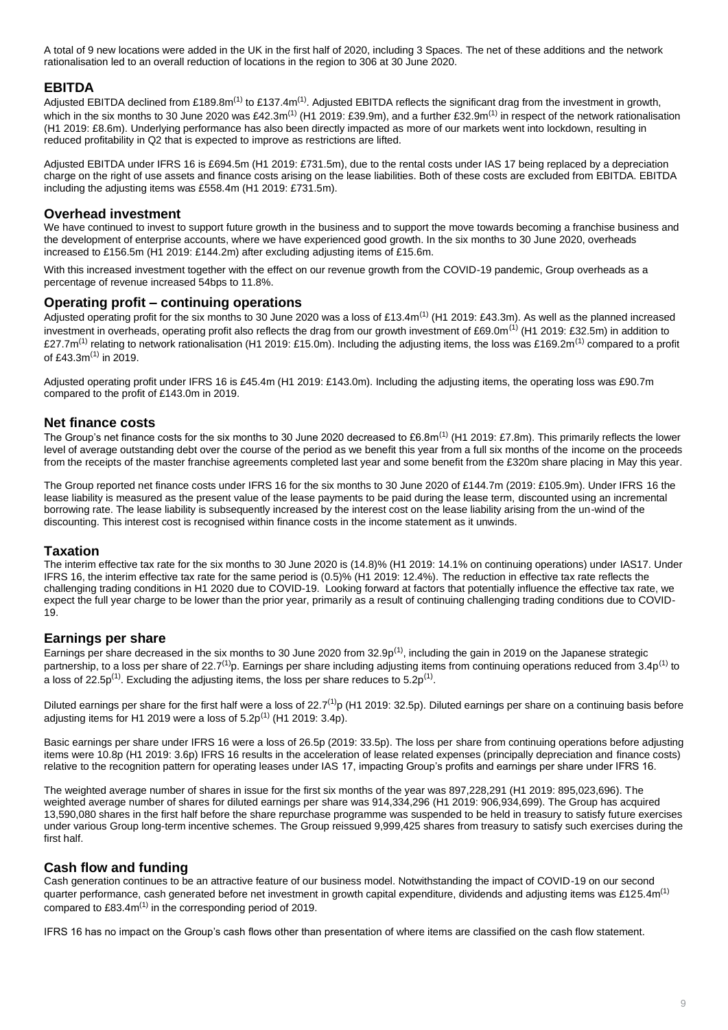A total of 9 new locations were added in the UK in the first half of 2020, including 3 Spaces. The net of these additions and the network rationalisation led to an overall reduction of locations in the region to 306 at 30 June 2020.

## EBITDA

Adjusted EBITDA declined from £189.8m[1] to £137.4m[1]. Adjusted EBITDA reflects the significant drag from the investment in growth, which in the six months to 30 June 2020 was £42.3m[1] (H1 2019: £39.9m), and a further £32.9m[1] in respect of the network rationalisation (H1 2019: £8.6m). Underlying performance has also been directly impacted as more of our markets went into lockdown, resulting in reduced profitability in Q2 that is expected to improve as restrictions are lifted.

Adjusted EBITDA under IFRS 16 is £694.5m (H1 2019: £731.5m), due to the rental costs under IAS 17 being replaced by a depreciation charge on the right of use assets and finance costs arising on the lease liabilities. Both of these costs are excluded from EBITDA. EBITDA including the adjusting items was £558.4m (H1 2019: £731.5m).

## Overhead investment

We have continued to invest to support future growth in the business and to support the move towards becoming a franchise business and the development of enterprise accounts, where we have experienced good growth. In the six months to 30 June 2020, overheads increased to £156.5m (H1 2019: £144.2m) after excluding adjusting items of £15.6m.

With this increased investment together with the effect on our revenue growth from the COVID-19 pandemic, Group overheads as a percentage of revenue increased 54bps to 11.8%.

## Operating profit – continuing operations

Adjusted operating profit for the six months to 30 June 2020 was a loss of £13.4m[1] (H1 2019: £43.3m). As well as the planned increased investment in overheads, operating profit also reflects the drag from our growth investment of £69.0m[1] (H1 2019: £32.5m) in addition to £27.7m[1] relating to network rationalisation (H1 2019: £15.0m). Including the adjusting items, the loss was £169.2m[1] compared to a profit of £43.3m[1] in 2019.

Adjusted operating profit under IFRS 16 is £45.4m (H1 2019: £143.0m). Including the adjusting items, the operating loss was £90.7m compared to the profit of £143.0m in 2019.

## Net finance costs

The Group's net finance costs for the six months to 30 June 2020 decreased to £6.8m[1] (H1 2019: £7.8m). This primarily reflects the lower level of average outstanding debt over the course of the period as we benefit this year from a full six months of the income on the proceeds from the receipts of the master franchise agreements completed last year and some benefit from the £320m share placing in May this year.

The Group reported net finance costs under IFRS 16 for the six months to 30 June 2020 of £144.7m (2019: £105.9m). Under IFRS 16 the lease liability is measured as the present value of the lease payments to be paid during the lease term, discounted using an incremental borrowing rate. The lease liability is subsequently increased by the interest cost on the lease liability arising from the un-wind of the discounting. This interest cost is recognised within finance costs in the income statement as it unwinds.

## Taxation

The interim effective tax rate for the six months to 30 June 2020 is (14.8)% (H1 2019: 14.1% on continuing operations) under IAS17. Under IFRS 16, the interim effective tax rate for the same period is (0.5)% (H1 2019: 12.4%). The reduction in effective tax rate reflects the challenging trading conditions in H1 2020 due to COVID-19. Looking forward at factors that potentially influence the effective tax rate, we expect the full year charge to be lower than the prior year, primarily as a result of continuing challenging trading conditions due to COVID-19.

## Earnings per share

Earnings per share decreased in the six months to 30 June 2020 from 32.9p[1], including the gain in 2019 on the Japanese strategic partnership, to a loss per share of 22.7[1]p. Earnings per share including adjusting items from continuing operations reduced from 3.4p[1] to a loss of 22.5p[1]. Excluding the adjusting items, the loss per share reduces to 5.2p[1].

Diluted earnings per share for the first half were a loss of 22.7[1]p (H1 2019: 32.5p). Diluted earnings per share on a continuing basis before adjusting items for H1 2019 were a loss of 5.2p[1] (H1 2019: 3.4p).

Basic earnings per share under IFRS 16 were a loss of 26.5p (2019: 33.5p). The loss per share from continuing operations before adjusting items were 10.8p (H1 2019: 3.6p) IFRS 16 results in the acceleration of lease related expenses (principally depreciation and finance costs) relative to the recognition pattern for operating leases under IAS 17, impacting Group's profits and earnings per share under IFRS 16.

The weighted average number of shares in issue for the first six months of the year was 897,228,291 (H1 2019: 895,023,696). The weighted average number of shares for diluted earnings per share was 914,334,296 (H1 2019: 906,934,699). The Group has acquired 13,590,080 shares in the first half before the share repurchase programme was suspended to be held in treasury to satisfy future exercises under various Group long-term incentive schemes. The Group reissued 9,999,425 shares from treasury to satisfy such exercises during the first half.

## Cash flow and funding

Cash generation continues to be an attractive feature of our business model. Notwithstanding the impact of COVID-19 on our second quarter performance, cash generated before net investment in growth capital expenditure, dividends and adjusting items was £125.4m[1] compared to £83.4m[1] in the corresponding period of 2019.

IFRS 16 has no impact on the Group's cash flows other than presentation of where items are classified on the cash flow statement.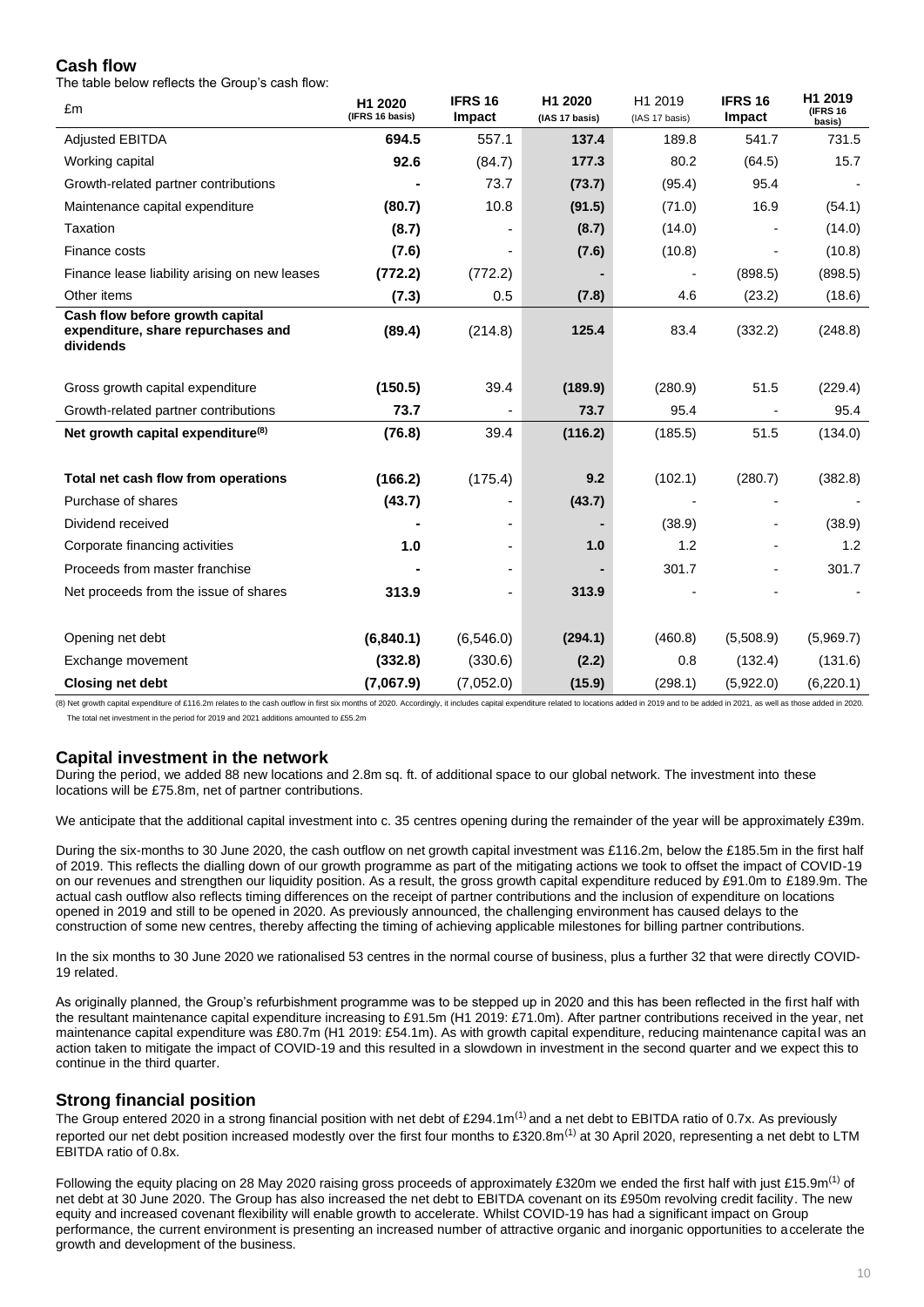## Cash flow

The table below reflects the Group's cash flow:

| £m | H1 2020 (IFRS 16 basis) | IFRS 16 Impact | H1 2020 (IAS 17 basis) | H1 2019 (IAS 17 basis) | IFRS 16 Impact | H1 2019 (IFRS 16 basis) |
|---|---|---|---|---|---|---|
| Adjusted EBITDA | **694.5** | 557.1 | **137.4** | 189.8 | 541.7 | 731.5 |
| Working capital | **92.6** | (84.7) | **177.3** | 80.2 | (64.5) | 15.7 |
| Growth-related partner contributions | **-** | 73.7 | **(73.7)** | (95.4) | 95.4 | - |
| Maintenance capital expenditure | **(80.7)** | 10.8 | **(91.5)** | (71.0) | 16.9 | (54.1) |
| Taxation | **(8.7)** | - | **(8.7)** | (14.0) | - | (14.0) |
| Finance costs | **(7.6)** | - | **(7.6)** | (10.8) | - | (10.8) |
| Finance lease liability arising on new leases | **(772.2)** | (772.2) | **-** | - | (898.5) | (898.5) |
| Other items | **(7.3)** | 0.5 | **(7.8)** | 4.6 | (23.2) | (18.6) |
| **Cash flow before growth capital expenditure, share repurchases and dividends** | **(89.4)** | (214.8) | **125.4** | 83.4 | (332.2) | (248.8) |
| Gross growth capital expenditure | **(150.5)** | 39.4 | **(189.9)** | (280.9) | 51.5 | (229.4) |
| Growth-related partner contributions | **73.7** | - | **73.7** | 95.4 | - | 95.4 |
| **Net growth capital expenditure[(8)]** | **(76.8)** | 39.4 | **(116.2)** | (185.5) | 51.5 | (134.0) |
| **Total net cash flow from operations** | **(166.2)** | (175.4) | **9.2** | (102.1) | (280.7) | (382.8) |
| Purchase of shares | **(43.7)** | - | **(43.7)** | - | - | - |
| Dividend received | **-** | - | **-** | (38.9) | - | (38.9) |
| Corporate financing activities | **1.0** | - | **1.0** | 1.2 | - | 1.2 |
| Proceeds from master franchise | **-** | - | **-** | 301.7 | - | 301.7 |
| Net proceeds from the issue of shares | **313.9** | - | **313.9** | - | - | - |
| Opening net debt | **(6,840.1)** | (6,546.0) | **(294.1)** | (460.8) | (5,508.9) | (5,969.7) |
| Exchange movement | **(332.8)** | (330.6) | **(2.2)** | 0.8 | (132.4) | (131.6) |
| **Closing net debt** | **(7,067.9)** | (7,052.0) | **(15.9)** | (298.1) | (5,922.0) | (6,220.1) |

(8) Net growth capital expenditure of £116.2m relates to the cash outflow in first six months of 2020. Accordingly, it includes capital expenditure related to locations added in 2019 and to be added in 2021, as well as those added in 2020. The total net investment in the period for 2019 and 2021 additions amounted to £55.2m

## Capital investment in the network

During the period, we added 88 new locations and 2.8m sq. ft. of additional space to our global network. The investment into these locations will be £75.8m, net of partner contributions.

We anticipate that the additional capital investment into c. 35 centres opening during the remainder of the year will be approximately £39m.

During the six-months to 30 June 2020, the cash outflow on net growth capital investment was £116.2m, below the £185.5m in the first half of 2019. This reflects the dialling down of our growth programme as part of the mitigating actions we took to offset the impact of COVID-19 on our revenues and strengthen our liquidity position. As a result, the gross growth capital expenditure reduced by £91.0m to £189.9m. The actual cash outflow also reflects timing differences on the receipt of partner contributions and the inclusion of expenditure on locations opened in 2019 and still to be opened in 2020. As previously announced, the challenging environment has caused delays to the construction of some new centres, thereby affecting the timing of achieving applicable milestones for billing partner contributions.

In the six months to 30 June 2020 we rationalised 53 centres in the normal course of business, plus a further 32 that were directly COVID-19 related.

As originally planned, the Group's refurbishment programme was to be stepped up in 2020 and this has been reflected in the first half with the resultant maintenance capital expenditure increasing to £91.5m (H1 2019: £71.0m). After partner contributions received in the year, net maintenance capital expenditure was £80.7m (H1 2019: £54.1m). As with growth capital expenditure, reducing maintenance capital was an action taken to mitigate the impact of COVID-19 and this resulted in a slowdown in investment in the second quarter and we expect this to continue in the third quarter.

## Strong financial position

The Group entered 2020 in a strong financial position with net debt of £294.1m[(1)] and a net debt to EBITDA ratio of 0.7x. As previously reported our net debt position increased modestly over the first four months to £320.8m[(1)] at 30 April 2020, representing a net debt to LTM EBITDA ratio of 0.8x.

Following the equity placing on 28 May 2020 raising gross proceeds of approximately £320m we ended the first half with just £15.9m[(1)] of net debt at 30 June 2020. The Group has also increased the net debt to EBITDA covenant on its £950m revolving credit facility. The new equity and increased covenant flexibility will enable growth to accelerate. Whilst COVID-19 has had a significant impact on Group performance, the current environment is presenting an increased number of attractive organic and inorganic opportunities to accelerate the growth and development of the business.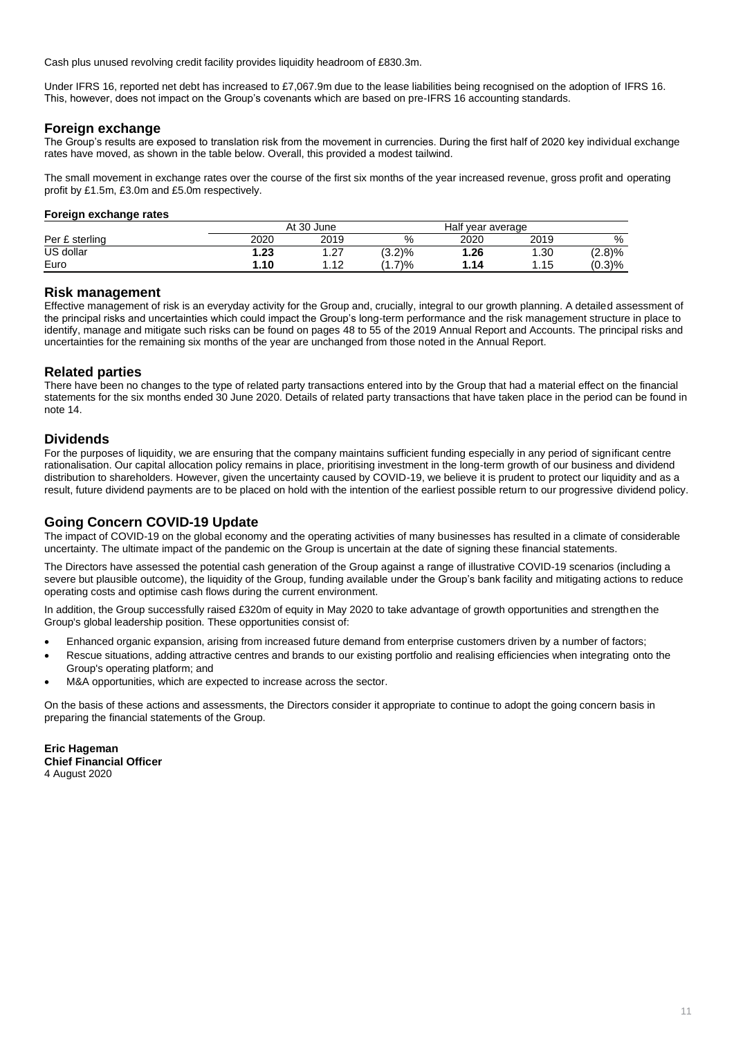Cash plus unused revolving credit facility provides liquidity headroom of £830.3m.

Under IFRS 16, reported net debt has increased to £7,067.9m due to the lease liabilities being recognised on the adoption of IFRS 16. This, however, does not impact on the Group's covenants which are based on pre-IFRS 16 accounting standards.

## Foreign exchange

The Group's results are exposed to translation risk from the movement in currencies. During the first half of 2020 key individual exchange rates have moved, as shown in the table below. Overall, this provided a modest tailwind.

The small movement in exchange rates over the course of the first six months of the year increased revenue, gross profit and operating profit by £1.5m, £3.0m and £5.0m respectively.

**Foreign exchange rates**

| | At 30 June | | | Half year average | | |
|---|---|---|---|---|---|---|
| Per £ sterling | 2020 | 2019 | % | 2020 | 2019 | % |
| US dollar | **1.23** | 1.27 | (3.2)% | **1.26** | 1.30 | (2.8)% |
| Euro | **1.10** | 1.12 | (1.7)% | **1.14** | 1.15 | (0.3)% |

## Risk management

Effective management of risk is an everyday activity for the Group and, crucially, integral to our growth planning. A detailed assessment of the principal risks and uncertainties which could impact the Group's long-term performance and the risk management structure in place to identify, manage and mitigate such risks can be found on pages 48 to 55 of the 2019 Annual Report and Accounts. The principal risks and uncertainties for the remaining six months of the year are unchanged from those noted in the Annual Report.

## Related parties

There have been no changes to the type of related party transactions entered into by the Group that had a material effect on the financial statements for the six months ended 30 June 2020. Details of related party transactions that have taken place in the period can be found in note 14.

## Dividends

For the purposes of liquidity, we are ensuring that the company maintains sufficient funding especially in any period of significant centre rationalisation. Our capital allocation policy remains in place, prioritising investment in the long-term growth of our business and dividend distribution to shareholders. However, given the uncertainty caused by COVID-19, we believe it is prudent to protect our liquidity and as a result, future dividend payments are to be placed on hold with the intention of the earliest possible return to our progressive dividend policy.

## Going Concern COVID-19 Update

The impact of COVID-19 on the global economy and the operating activities of many businesses has resulted in a climate of considerable uncertainty. The ultimate impact of the pandemic on the Group is uncertain at the date of signing these financial statements.

The Directors have assessed the potential cash generation of the Group against a range of illustrative COVID-19 scenarios (including a severe but plausible outcome), the liquidity of the Group, funding available under the Group's bank facility and mitigating actions to reduce operating costs and optimise cash flows during the current environment.

In addition, the Group successfully raised £320m of equity in May 2020 to take advantage of growth opportunities and strengthen the Group's global leadership position. These opportunities consist of:

- Enhanced organic expansion, arising from increased future demand from enterprise customers driven by a number of factors;
- Rescue situations, adding attractive centres and brands to our existing portfolio and realising efficiencies when integrating onto the Group's operating platform; and
- M&A opportunities, which are expected to increase across the sector.

On the basis of these actions and assessments, the Directors consider it appropriate to continue to adopt the going concern basis in preparing the financial statements of the Group.

**Eric Hageman**
**Chief Financial Officer**
4 August 2020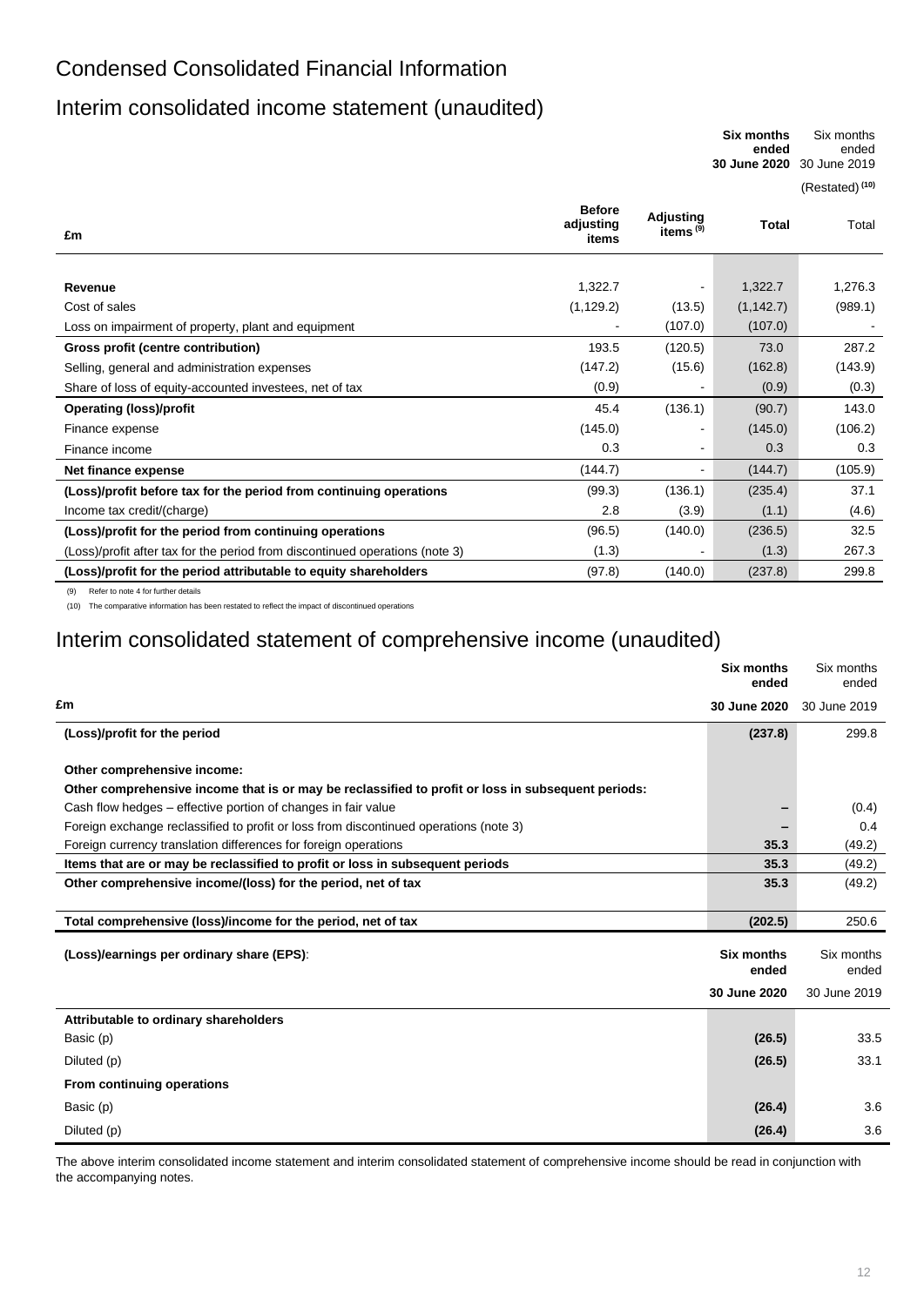# Condensed Consolidated Financial Information

## Interim consolidated income statement (unaudited)

| £m | Before adjusting items | Adjusting items [(9)] | Six months ended 30 June 2020 Total | Six months ended 30 June 2019 (Restated) [(10)] Total |
|---|---|---|---|---|
| **Revenue** | 1,322.7 | - | 1,322.7 | 1,276.3 |
| Cost of sales | (1,129.2) | (13.5) | (1,142.7) | (989.1) |
| Loss on impairment of property, plant and equipment | - | (107.0) | (107.0) | - |
| **Gross profit (centre contribution)** | 193.5 | (120.5) | 73.0 | 287.2 |
| Selling, general and administration expenses | (147.2) | (15.6) | (162.8) | (143.9) |
| Share of loss of equity-accounted investees, net of tax | (0.9) | - | (0.9) | (0.3) |
| **Operating (loss)/profit** | 45.4 | (136.1) | (90.7) | 143.0 |
| Finance expense | (145.0) | - | (145.0) | (106.2) |
| Finance income | 0.3 | - | 0.3 | 0.3 |
| **Net finance expense** | (144.7) | - | (144.7) | (105.9) |
| **(Loss)/profit before tax for the period from continuing operations** | (99.3) | (136.1) | (235.4) | 37.1 |
| Income tax credit/(charge) | 2.8 | (3.9) | (1.1) | (4.6) |
| **(Loss)/profit for the period from continuing operations** | (96.5) | (140.0) | (236.5) | 32.5 |
| (Loss)/profit after tax for the period from discontinued operations (note 3) | (1.3) | - | (1.3) | 267.3 |
| **(Loss)/profit for the period attributable to equity shareholders** | (97.8) | (140.0) | (237.8) | 299.8 |

(9) Refer to note 4 for further details

(10) The comparative information has been restated to reflect the impact of discontinued operations

## Interim consolidated statement of comprehensive income (unaudited)

| £m | Six months ended 30 June 2020 | Six months ended 30 June 2019 |
|---|---|---|
| **(Loss)/profit for the period** | **(237.8)** | 299.8 |
| | | |
| **Other comprehensive income:** | | |
| **Other comprehensive income that is or may be reclassified to profit or loss in subsequent periods:** | | |
| Cash flow hedges – effective portion of changes in fair value | – | (0.4) |
| Foreign exchange reclassified to profit or loss from discontinued operations (note 3) | – | 0.4 |
| Foreign currency translation differences for foreign operations | **35.3** | (49.2) |
| **Items that are or may be reclassified to profit or loss in subsequent periods** | **35.3** | (49.2) |
| **Other comprehensive income/(loss) for the period, net of tax** | **35.3** | (49.2) |
| | | |
| **Total comprehensive (loss)/income for the period, net of tax** | **(202.5)** | 250.6 |

| (Loss)/earnings per ordinary share (EPS): | Six months ended 30 June 2020 | Six months ended 30 June 2019 |
|---|---|---|
| **Attributable to ordinary shareholders** | | |
| Basic (p) | **(26.5)** | 33.5 |
| Diluted (p) | **(26.5)** | 33.1 |
| **From continuing operations** | | |
| Basic (p) | **(26.4)** | 3.6 |
| Diluted (p) | **(26.4)** | 3.6 |

The above interim consolidated income statement and interim consolidated statement of comprehensive income should be read in conjunction with the accompanying notes.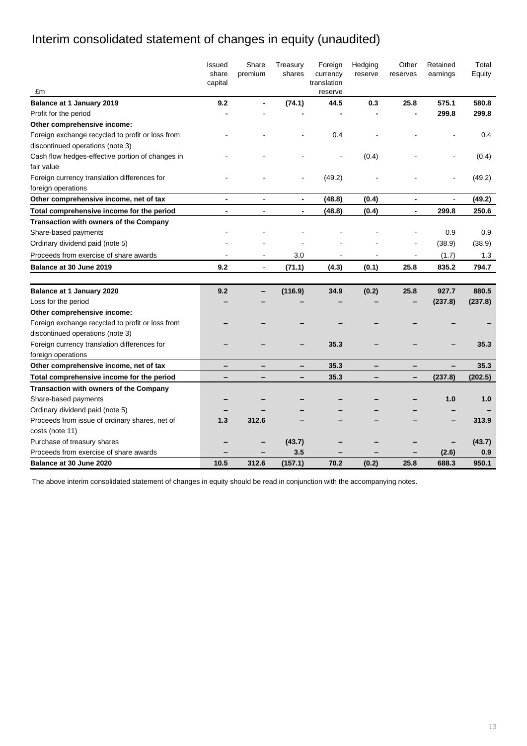# Interim consolidated statement of changes in equity (unaudited)

| £m | Issued share capital | Share premium | Treasury shares | Foreign currency translation reserve | Hedging reserve | Other reserves | Retained earnings | Total Equity |
|---|---|---|---|---|---|---|---|---|
| **Balance at 1 January 2019** | **9.2** | **-** | **(74.1)** | **44.5** | **0.3** | **25.8** | **575.1** | **580.8** |
| Profit for the period | **-** | - | **-** | **-** | **-** | **-** | **299.8** | **299.8** |
| **Other comprehensive income:** | | | | | | | | |
| Foreign exchange recycled to profit or loss from discontinued operations (note 3) | - | - | - | 0.4 | - | - | - | 0.4 |
| Cash flow hedges-effective portion of changes in fair value | - | - | - | - | (0.4) | - | - | (0.4) |
| Foreign currency translation differences for foreign operations | - | - | - | (49.2) | - | - | - | (49.2) |
| **Other comprehensive income, net of tax** | **-** | - | **-** | **(48.8)** | **(0.4)** | **-** | - | **(49.2)** |
| **Total comprehensive income for the period** | **-** | - | **-** | **(48.8)** | **(0.4)** | **-** | **299.8** | **250.6** |
| **Transaction with owners of the Company** | | | | | | | | |
| Share-based payments | - | - | - | - | - | - | 0.9 | 0.9 |
| Ordinary dividend paid (note 5) | - | - | - | - | - | - | (38.9) | (38.9) |
| Proceeds from exercise of share awards | - | - | 3.0 | - | - | - | (1.7) | 1.3 |
| **Balance at 30 June 2019** | **9.2** | - | **(71.1)** | **(4.3)** | **(0.1)** | **25.8** | **835.2** | **794.7** |
| | | | | | | | | |
| **Balance at 1 January 2020** | **9.2** | **–** | **(116.9)** | **34.9** | **(0.2)** | **25.8** | **927.7** | **880.5** |
| Loss for the period | **–** | **–** | **–** | **–** | **–** | **–** | **(237.8)** | **(237.8)** |
| **Other comprehensive income:** | | | | | | | | |
| Foreign exchange recycled to profit or loss from discontinued operations (note 3) | **–** | **–** | **–** | **–** | **–** | **–** | **–** | **–** |
| Foreign currency translation differences for foreign operations | **–** | **–** | **–** | **35.3** | **–** | **–** | **–** | **35.3** |
| **Other comprehensive income, net of tax** | **–** | **–** | **–** | **35.3** | **–** | **–** | **–** | **35.3** |
| **Total comprehensive income for the period** | **–** | **–** | **–** | **35.3** | **–** | **–** | **(237.8)** | **(202.5)** |
| **Transaction with owners of the Company** | | | | | | | | |
| Share-based payments | **–** | **–** | **–** | **–** | **–** | **–** | **1.0** | **1.0** |
| Ordinary dividend paid (note 5) | **–** | **–** | **–** | **–** | **–** | **–** | **–** | **–** |
| Proceeds from issue of ordinary shares, net of costs (note 11) | **1.3** | **312.6** | **–** | **–** | **–** | **–** | **–** | **313.9** |
| Purchase of treasury shares | **–** | **–** | **(43.7)** | **–** | **–** | **–** | **–** | **(43.7)** |
| Proceeds from exercise of share awards | **–** | **–** | **3.5** | **–** | **–** | **–** | **(2.6)** | **0.9** |
| **Balance at 30 June 2020** | **10.5** | **312.6** | **(157.1)** | **70.2** | **(0.2)** | **25.8** | **688.3** | **950.1** |

The above interim consolidated statement of changes in equity should be read in conjunction with the accompanying notes.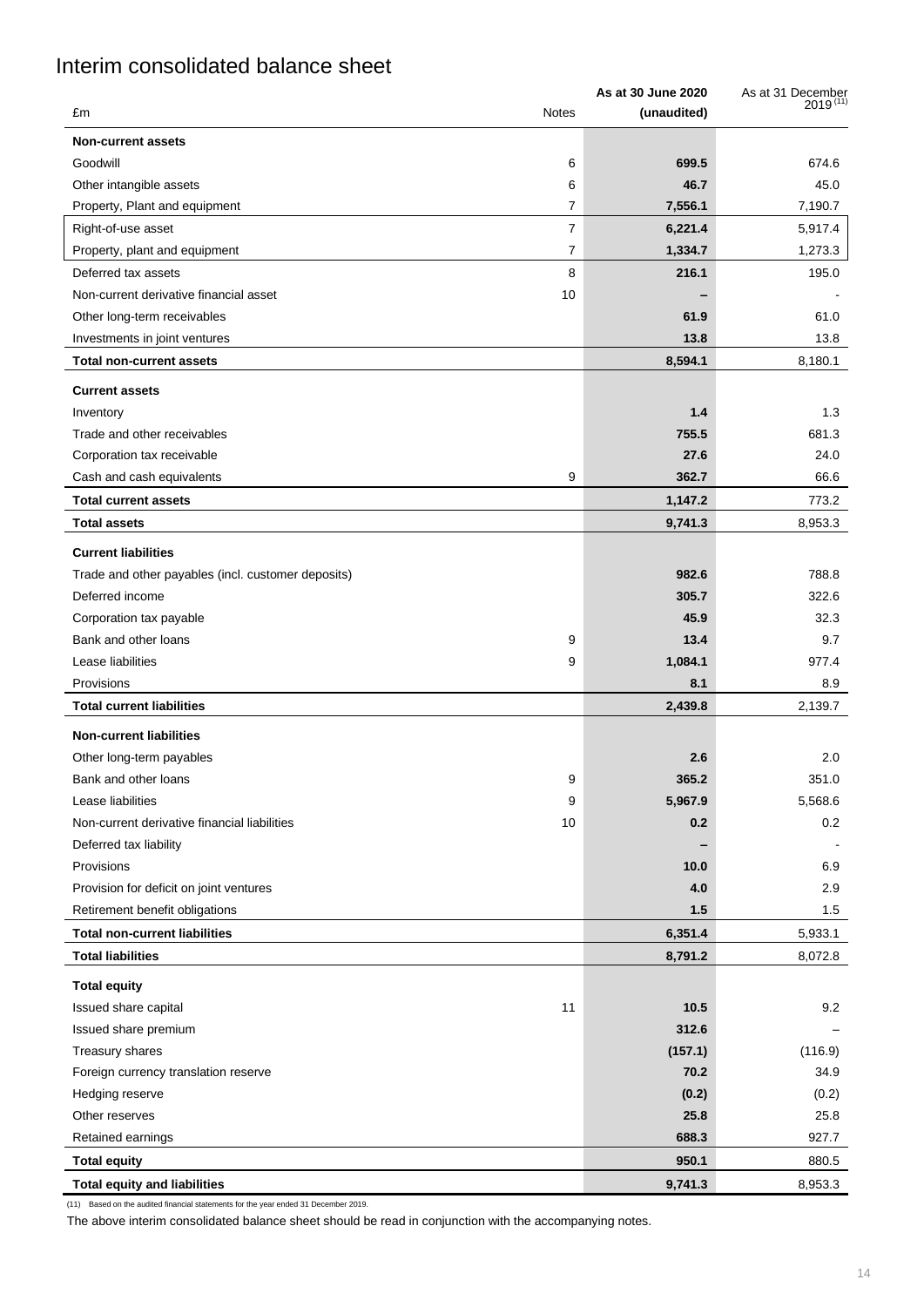# Interim consolidated balance sheet

| £m | Notes | As at 30 June 2020 (unaudited) | As at 31 December 2019 [11] |
|---|---|---|---|
| **Non-current assets** | | | |
| Goodwill | 6 | **699.5** | 674.6 |
| Other intangible assets | 6 | **46.7** | 45.0 |
| Property, Plant and equipment | 7 | **7,556.1** | 7,190.7 |
| Right-of-use asset | 7 | **6,221.4** | 5,917.4 |
| Property, plant and equipment | 7 | **1,334.7** | 1,273.3 |
| Deferred tax assets | 8 | **216.1** | 195.0 |
| Non-current derivative financial asset | 10 | **–** | - |
| Other long-term receivables | | **61.9** | 61.0 |
| Investments in joint ventures | | **13.8** | 13.8 |
| **Total non-current assets** | | **8,594.1** | 8,180.1 |
| **Current assets** | | | |
| Inventory | | **1.4** | 1.3 |
| Trade and other receivables | | **755.5** | 681.3 |
| Corporation tax receivable | | **27.6** | 24.0 |
| Cash and cash equivalents | 9 | **362.7** | 66.6 |
| **Total current assets** | | **1,147.2** | 773.2 |
| **Total assets** | | **9,741.3** | 8,953.3 |
| **Current liabilities** | | | |
| Trade and other payables (incl. customer deposits) | | **982.6** | 788.8 |
| Deferred income | | **305.7** | 322.6 |
| Corporation tax payable | | **45.9** | 32.3 |
| Bank and other loans | 9 | **13.4** | 9.7 |
| Lease liabilities | 9 | **1,084.1** | 977.4 |
| Provisions | | **8.1** | 8.9 |
| **Total current liabilities** | | **2,439.8** | 2,139.7 |
| **Non-current liabilities** | | | |
| Other long-term payables | | **2.6** | 2.0 |
| Bank and other loans | 9 | **365.2** | 351.0 |
| Lease liabilities | 9 | **5,967.9** | 5,568.6 |
| Non-current derivative financial liabilities | 10 | **0.2** | 0.2 |
| Deferred tax liability | | **–** | - |
| Provisions | | **10.0** | 6.9 |
| Provision for deficit on joint ventures | | **4.0** | 2.9 |
| Retirement benefit obligations | | **1.5** | 1.5 |
| **Total non-current liabilities** | | **6,351.4** | 5,933.1 |
| **Total liabilities** | | **8,791.2** | 8,072.8 |
| **Total equity** | | | |
| Issued share capital | 11 | **10.5** | 9.2 |
| Issued share premium | | **312.6** | – |
| Treasury shares | | **(157.1)** | (116.9) |
| Foreign currency translation reserve | | **70.2** | 34.9 |
| Hedging reserve | | **(0.2)** | (0.2) |
| Other reserves | | **25.8** | 25.8 |
| Retained earnings | | **688.3** | 927.7 |
| **Total equity** | | **950.1** | 880.5 |
| **Total equity and liabilities** | | **9,741.3** | 8,953.3 |

(11) Based on the audited financial statements for the year ended 31 December 2019.

The above interim consolidated balance sheet should be read in conjunction with the accompanying notes.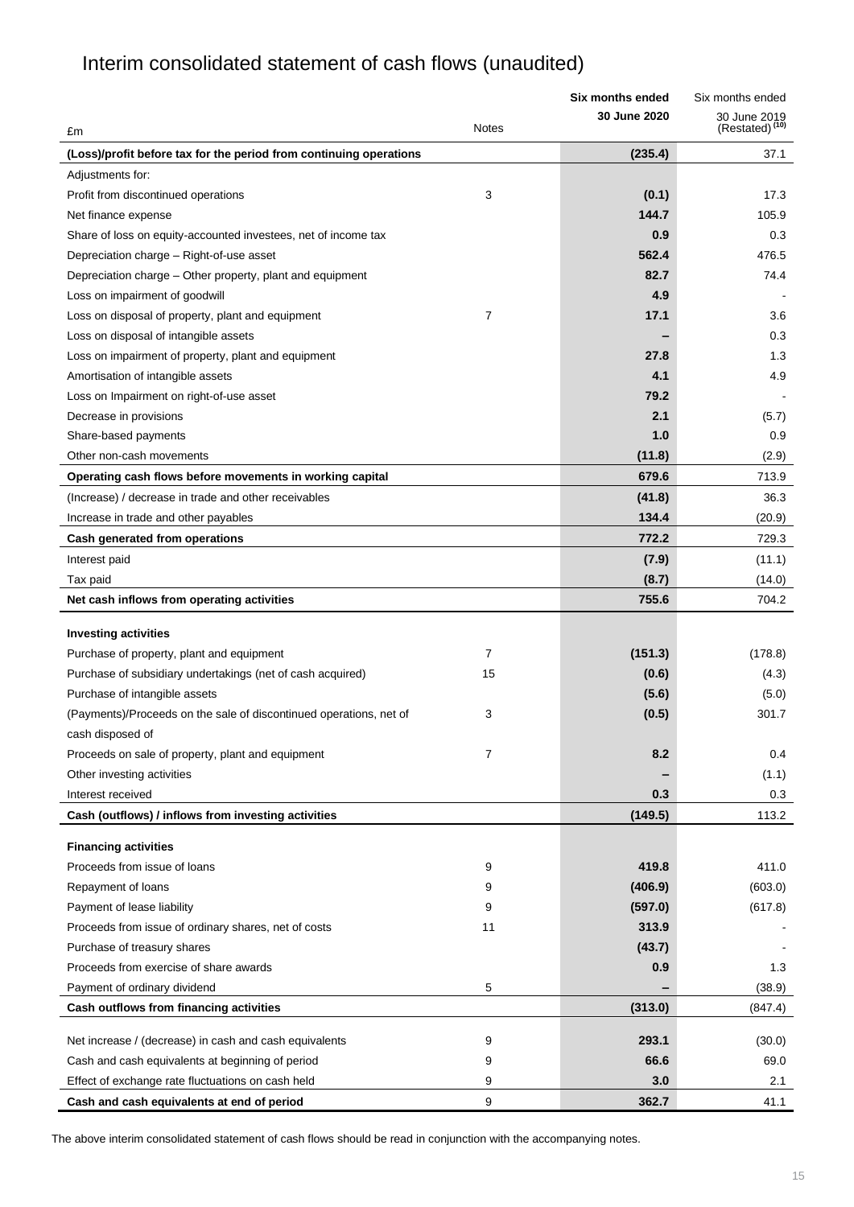# Interim consolidated statement of cash flows (unaudited)

| £m | Notes | Six months ended 30 June 2020 | Six months ended 30 June 2019 (Restated) [10] |
|---|---|---|---|
| **(Loss)/profit before tax for the period from continuing operations** | | **(235.4)** | 37.1 |
| Adjustments for: | | | |
| Profit from discontinued operations | 3 | **(0.1)** | 17.3 |
| Net finance expense | | **144.7** | 105.9 |
| Share of loss on equity-accounted investees, net of income tax | | **0.9** | 0.3 |
| Depreciation charge – Right-of-use asset | | **562.4** | 476.5 |
| Depreciation charge – Other property, plant and equipment | | **82.7** | 74.4 |
| Loss on impairment of goodwill | | **4.9** | - |
| Loss on disposal of property, plant and equipment | 7 | **17.1** | 3.6 |
| Loss on disposal of intangible assets | | **–** | 0.3 |
| Loss on impairment of property, plant and equipment | | **27.8** | 1.3 |
| Amortisation of intangible assets | | **4.1** | 4.9 |
| Loss on Impairment on right-of-use asset | | **79.2** | - |
| Decrease in provisions | | **2.1** | (5.7) |
| Share-based payments | | **1.0** | 0.9 |
| Other non-cash movements | | **(11.8)** | (2.9) |
| **Operating cash flows before movements in working capital** | | **679.6** | 713.9 |
| (Increase) / decrease in trade and other receivables | | **(41.8)** | 36.3 |
| Increase in trade and other payables | | **134.4** | (20.9) |
| **Cash generated from operations** | | **772.2** | 729.3 |
| Interest paid | | **(7.9)** | (11.1) |
| Tax paid | | **(8.7)** | (14.0) |
| **Net cash inflows from operating activities** | | **755.6** | 704.2 |
| **Investing activities** | | | |
| Purchase of property, plant and equipment | 7 | **(151.3)** | (178.8) |
| Purchase of subsidiary undertakings (net of cash acquired) | 15 | **(0.6)** | (4.3) |
| Purchase of intangible assets | | **(5.6)** | (5.0) |
| (Payments)/Proceeds on the sale of discontinued operations, net of cash disposed of | 3 | **(0.5)** | 301.7 |
| Proceeds on sale of property, plant and equipment | 7 | **8.2** | 0.4 |
| Other investing activities | | **–** | (1.1) |
| Interest received | | **0.3** | 0.3 |
| **Cash (outflows) / inflows from investing activities** | | **(149.5)** | 113.2 |
| **Financing activities** | | | |
| Proceeds from issue of loans | 9 | **419.8** | 411.0 |
| Repayment of loans | 9 | **(406.9)** | (603.0) |
| Payment of lease liability | 9 | **(597.0)** | (617.8) |
| Proceeds from issue of ordinary shares, net of costs | 11 | **313.9** | - |
| Purchase of treasury shares | | **(43.7)** | - |
| Proceeds from exercise of share awards | | **0.9** | 1.3 |
| Payment of ordinary dividend | 5 | **–** | (38.9) |
| **Cash outflows from financing activities** | | **(313.0)** | (847.4) |
| Net increase / (decrease) in cash and cash equivalents | 9 | **293.1** | (30.0) |
| Cash and cash equivalents at beginning of period | 9 | **66.6** | 69.0 |
| Effect of exchange rate fluctuations on cash held | 9 | **3.0** | 2.1 |
| **Cash and cash equivalents at end of period** | 9 | **362.7** | 41.1 |

The above interim consolidated statement of cash flows should be read in conjunction with the accompanying notes.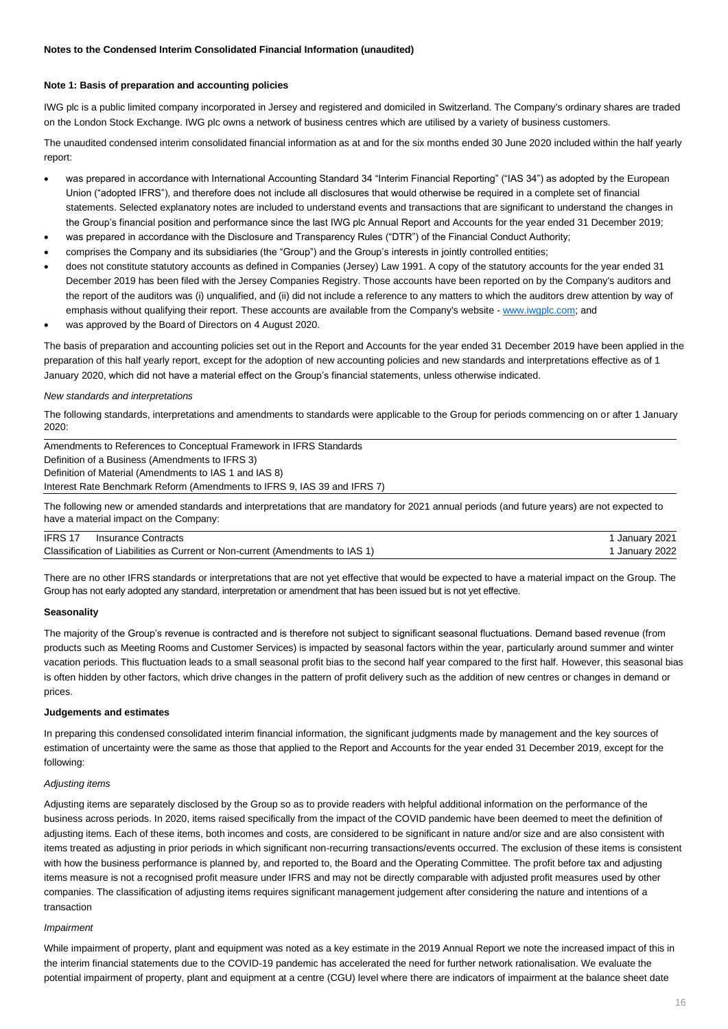**Notes to the Condensed Interim Consolidated Financial Information (unaudited)**

**Note 1: Basis of preparation and accounting policies**

IWG plc is a public limited company incorporated in Jersey and registered and domiciled in Switzerland. The Company's ordinary shares are traded on the London Stock Exchange. IWG plc owns a network of business centres which are utilised by a variety of business customers.

The unaudited condensed interim consolidated financial information as at and for the six months ended 30 June 2020 included within the half yearly report:

- was prepared in accordance with International Accounting Standard 34 "Interim Financial Reporting" ("IAS 34") as adopted by the European Union ("adopted IFRS"), and therefore does not include all disclosures that would otherwise be required in a complete set of financial statements. Selected explanatory notes are included to understand events and transactions that are significant to understand the changes in the Group's financial position and performance since the last IWG plc Annual Report and Accounts for the year ended 31 December 2019;
- was prepared in accordance with the Disclosure and Transparency Rules ("DTR") of the Financial Conduct Authority;
- comprises the Company and its subsidiaries (the "Group") and the Group's interests in jointly controlled entities;
- does not constitute statutory accounts as defined in Companies (Jersey) Law 1991. A copy of the statutory accounts for the year ended 31 December 2019 has been filed with the Jersey Companies Registry. Those accounts have been reported on by the Company's auditors and the report of the auditors was (i) unqualified, and (ii) did not include a reference to any matters to which the auditors drew attention by way of emphasis without qualifying their report. These accounts are available from the Company's website - www.iwgplc.com; and
- was approved by the Board of Directors on 4 August 2020.

The basis of preparation and accounting policies set out in the Report and Accounts for the year ended 31 December 2019 have been applied in the preparation of this half yearly report, except for the adoption of new accounting policies and new standards and interpretations effective as of 1 January 2020, which did not have a material effect on the Group's financial statements, unless otherwise indicated.

*New standards and interpretations*

The following standards, interpretations and amendments to standards were applicable to the Group for periods commencing on or after 1 January 2020:

Amendments to References to Conceptual Framework in IFRS Standards
Definition of a Business (Amendments to IFRS 3)
Definition of Material (Amendments to IAS 1 and IAS 8)
Interest Rate Benchmark Reform (Amendments to IFRS 9, IAS 39 and IFRS 7)

The following new or amended standards and interpretations that are mandatory for 2021 annual periods (and future years) are not expected to have a material impact on the Company:

| | |
|---|---|
| IFRS 17 Insurance Contracts | 1 January 2021 |
| Classification of Liabilities as Current or Non-current (Amendments to IAS 1) | 1 January 2022 |

There are no other IFRS standards or interpretations that are not yet effective that would be expected to have a material impact on the Group. The Group has not early adopted any standard, interpretation or amendment that has been issued but is not yet effective.

**Seasonality**

The majority of the Group's revenue is contracted and is therefore not subject to significant seasonal fluctuations. Demand based revenue (from products such as Meeting Rooms and Customer Services) is impacted by seasonal factors within the year, particularly around summer and winter vacation periods. This fluctuation leads to a small seasonal profit bias to the second half year compared to the first half. However, this seasonal bias is often hidden by other factors, which drive changes in the pattern of profit delivery such as the addition of new centres or changes in demand or prices.

**Judgements and estimates**

In preparing this condensed consolidated interim financial information, the significant judgments made by management and the key sources of estimation of uncertainty were the same as those that applied to the Report and Accounts for the year ended 31 December 2019, except for the following:

*Adjusting items*

Adjusting items are separately disclosed by the Group so as to provide readers with helpful additional information on the performance of the business across periods. In 2020, items raised specifically from the impact of the COVID pandemic have been deemed to meet the definition of adjusting items. Each of these items, both incomes and costs, are considered to be significant in nature and/or size and are also consistent with items treated as adjusting in prior periods in which significant non-recurring transactions/events occurred. The exclusion of these items is consistent with how the business performance is planned by, and reported to, the Board and the Operating Committee. The profit before tax and adjusting items measure is not a recognised profit measure under IFRS and may not be directly comparable with adjusted profit measures used by other companies. The classification of adjusting items requires significant management judgement after considering the nature and intentions of a transaction

*Impairment*

While impairment of property, plant and equipment was noted as a key estimate in the 2019 Annual Report we note the increased impact of this in the interim financial statements due to the COVID-19 pandemic has accelerated the need for further network rationalisation. We evaluate the potential impairment of property, plant and equipment at a centre (CGU) level where there are indicators of impairment at the balance sheet date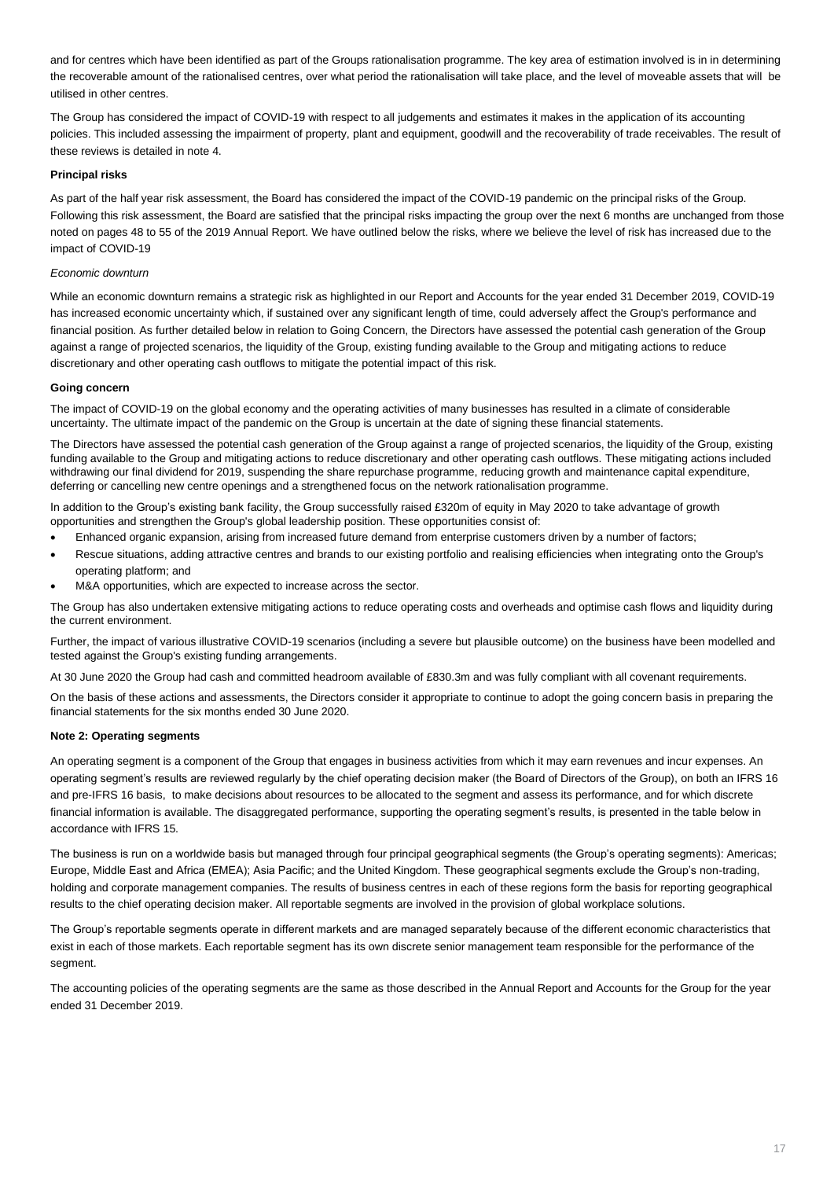and for centres which have been identified as part of the Groups rationalisation programme. The key area of estimation involved is in in determining the recoverable amount of the rationalised centres, over what period the rationalisation will take place, and the level of moveable assets that will be utilised in other centres.

The Group has considered the impact of COVID-19 with respect to all judgements and estimates it makes in the application of its accounting policies. This included assessing the impairment of property, plant and equipment, goodwill and the recoverability of trade receivables. The result of these reviews is detailed in note 4.

**Principal risks**

As part of the half year risk assessment, the Board has considered the impact of the COVID-19 pandemic on the principal risks of the Group. Following this risk assessment, the Board are satisfied that the principal risks impacting the group over the next 6 months are unchanged from those noted on pages 48 to 55 of the 2019 Annual Report. We have outlined below the risks, where we believe the level of risk has increased due to the impact of COVID-19

*Economic downturn*

While an economic downturn remains a strategic risk as highlighted in our Report and Accounts for the year ended 31 December 2019, COVID-19 has increased economic uncertainty which, if sustained over any significant length of time, could adversely affect the Group's performance and financial position. As further detailed below in relation to Going Concern, the Directors have assessed the potential cash generation of the Group against a range of projected scenarios, the liquidity of the Group, existing funding available to the Group and mitigating actions to reduce discretionary and other operating cash outflows to mitigate the potential impact of this risk.

**Going concern**

The impact of COVID-19 on the global economy and the operating activities of many businesses has resulted in a climate of considerable uncertainty. The ultimate impact of the pandemic on the Group is uncertain at the date of signing these financial statements.

The Directors have assessed the potential cash generation of the Group against a range of projected scenarios, the liquidity of the Group, existing funding available to the Group and mitigating actions to reduce discretionary and other operating cash outflows. These mitigating actions included withdrawing our final dividend for 2019, suspending the share repurchase programme, reducing growth and maintenance capital expenditure, deferring or cancelling new centre openings and a strengthened focus on the network rationalisation programme.

In addition to the Group's existing bank facility, the Group successfully raised £320m of equity in May 2020 to take advantage of growth opportunities and strengthen the Group's global leadership position. These opportunities consist of:

- Enhanced organic expansion, arising from increased future demand from enterprise customers driven by a number of factors;
- Rescue situations, adding attractive centres and brands to our existing portfolio and realising efficiencies when integrating onto the Group's operating platform; and
- M&A opportunities, which are expected to increase across the sector.

The Group has also undertaken extensive mitigating actions to reduce operating costs and overheads and optimise cash flows and liquidity during the current environment.

Further, the impact of various illustrative COVID-19 scenarios (including a severe but plausible outcome) on the business have been modelled and tested against the Group's existing funding arrangements.

At 30 June 2020 the Group had cash and committed headroom available of £830.3m and was fully compliant with all covenant requirements.

On the basis of these actions and assessments, the Directors consider it appropriate to continue to adopt the going concern basis in preparing the financial statements for the six months ended 30 June 2020.

**Note 2: Operating segments**

An operating segment is a component of the Group that engages in business activities from which it may earn revenues and incur expenses. An operating segment's results are reviewed regularly by the chief operating decision maker (the Board of Directors of the Group), on both an IFRS 16 and pre-IFRS 16 basis, to make decisions about resources to be allocated to the segment and assess its performance, and for which discrete financial information is available. The disaggregated performance, supporting the operating segment's results, is presented in the table below in accordance with IFRS 15.

The business is run on a worldwide basis but managed through four principal geographical segments (the Group's operating segments): Americas; Europe, Middle East and Africa (EMEA); Asia Pacific; and the United Kingdom. These geographical segments exclude the Group's non-trading, holding and corporate management companies. The results of business centres in each of these regions form the basis for reporting geographical results to the chief operating decision maker. All reportable segments are involved in the provision of global workplace solutions.

The Group's reportable segments operate in different markets and are managed separately because of the different economic characteristics that exist in each of those markets. Each reportable segment has its own discrete senior management team responsible for the performance of the segment.

The accounting policies of the operating segments are the same as those described in the Annual Report and Accounts for the Group for the year ended 31 December 2019.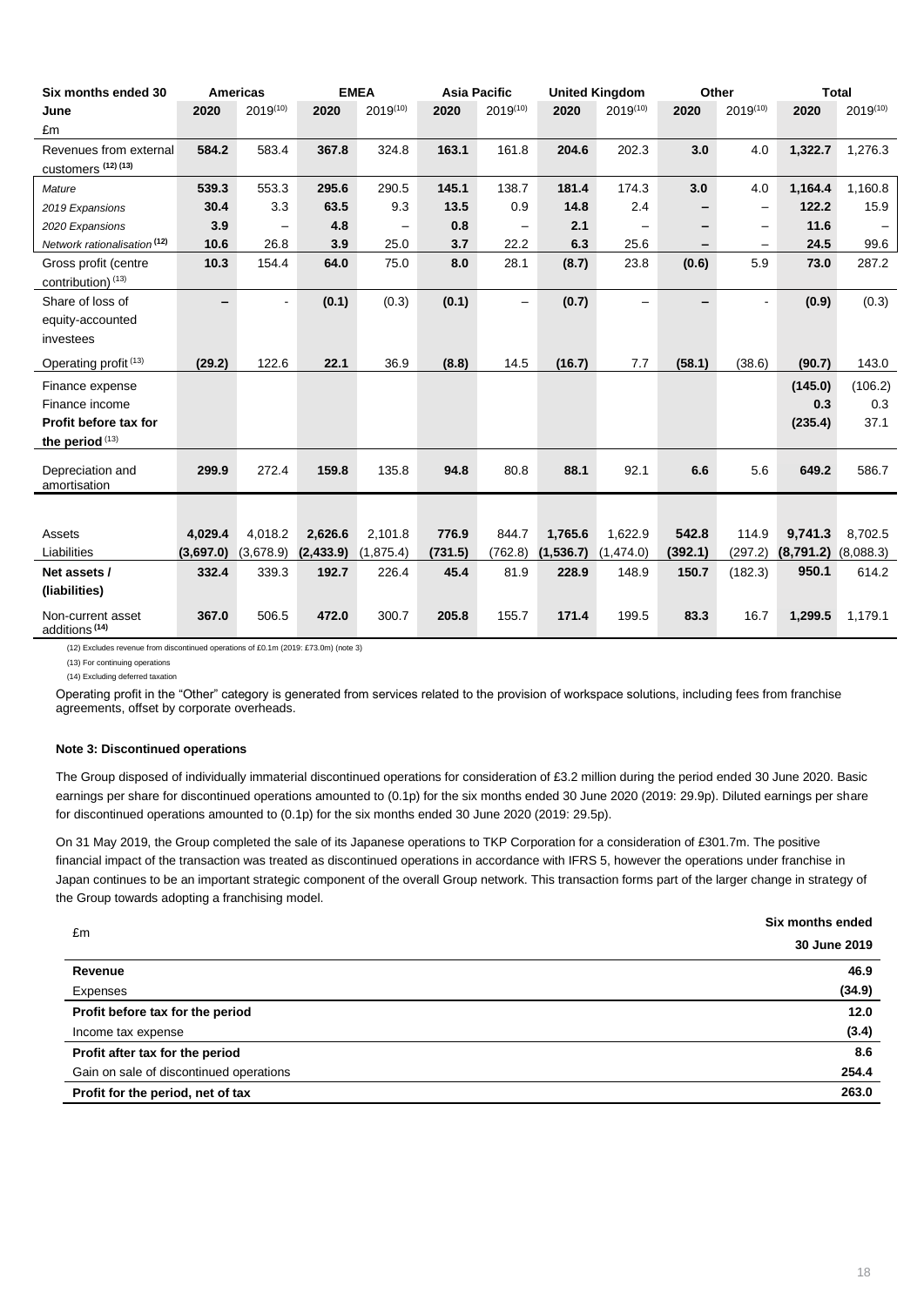| Six months ended 30 June | Americas | | EMEA | | Asia Pacific | | United Kingdom | | Other | | Total | |
|---|---|---|---|---|---|---|---|---|---|---|---|---|
| | **2020** | 2019(10) | **2020** | 2019(10) | **2020** | 2019(10) | **2020** | 2019(10) | **2020** | 2019(10) | **2020** | 2019(10) |
| £m | | | | | | | | | | | | |
| Revenues from external customers (12) (13) | **584.2** | 583.4 | **367.8** | 324.8 | **163.1** | 161.8 | **204.6** | 202.3 | **3.0** | 4.0 | **1,322.7** | 1,276.3 |
| *Mature* | **539.3** | 553.3 | **295.6** | 290.5 | **145.1** | 138.7 | **181.4** | 174.3 | **3.0** | 4.0 | **1,164.4** | 1,160.8 |
| *2019 Expansions* | **30.4** | 3.3 | **63.5** | 9.3 | **13.5** | 0.9 | **14.8** | 2.4 | **–** | – | **122.2** | 15.9 |
| *2020 Expansions* | **3.9** | – | **4.8** | – | **0.8** | – | **2.1** | – | **–** | – | **11.6** | – |
| *Network rationalisation (12)* | **10.6** | 26.8 | **3.9** | 25.0 | **3.7** | 22.2 | **6.3** | 25.6 | **–** | – | **24.5** | 99.6 |
| Gross profit (centre contribution) (13) | **10.3** | 154.4 | **64.0** | 75.0 | **8.0** | 28.1 | **(8.7)** | 23.8 | **(0.6)** | 5.9 | **73.0** | 287.2 |
| Share of loss of equity-accounted investees | **–** | - | **(0.1)** | (0.3) | **(0.1)** | – | **(0.7)** | – | **–** | - | **(0.9)** | (0.3) |
| Operating profit (13) | **(29.2)** | 122.6 | **22.1** | 36.9 | **(8.8)** | 14.5 | **(16.7)** | 7.7 | **(58.1)** | (38.6) | **(90.7)** | 143.0 |
| Finance expense | | | | | | | | | | | **(145.0)** | (106.2) |
| Finance income | | | | | | | | | | | **0.3** | 0.3 |
| **Profit before tax for the period** (13) | | | | | | | | | | | **(235.4)** | 37.1 |
| Depreciation and amortisation | **299.9** | 272.4 | **159.8** | 135.8 | **94.8** | 80.8 | **88.1** | 92.1 | **6.6** | 5.6 | **649.2** | 586.7 |
| | | | | | | | | | | | | |
| Assets | **4,029.4** | 4,018.2 | **2,626.6** | 2,101.8 | **776.9** | 844.7 | **1,765.6** | 1,622.9 | **542.8** | 114.9 | **9,741.3** | 8,702.5 |
| Liabilities | **(3,697.0)** | (3,678.9) | **(2,433.9)** | (1,875.4) | **(731.5)** | (762.8) | **(1,536.7)** | (1,474.0) | **(392.1)** | (297.2) | **(8,791.2)** | (8,088.3) |
| **Net assets / (liabilities)** | **332.4** | 339.3 | **192.7** | 226.4 | **45.4** | 81.9 | **228.9** | 148.9 | **150.7** | (182.3) | **950.1** | 614.2 |
| Non-current asset additions (14) | **367.0** | 506.5 | **472.0** | 300.7 | **205.8** | 155.7 | **171.4** | 199.5 | **83.3** | 16.7 | **1,299.5** | 1,179.1 |

(12) Excludes revenue from discontinued operations of £0.1m (2019: £73.0m) (note 3)

(13) For continuing operations

(14) Excluding deferred taxation

Operating profit in the "Other" category is generated from services related to the provision of workspace solutions, including fees from franchise agreements, offset by corporate overheads.

**Note 3: Discontinued operations**

The Group disposed of individually immaterial discontinued operations for consideration of £3.2 million during the period ended 30 June 2020. Basic earnings per share for discontinued operations amounted to (0.1p) for the six months ended 30 June 2020 (2019: 29.9p). Diluted earnings per share for discontinued operations amounted to (0.1p) for the six months ended 30 June 2020 (2019: 29.5p).

On 31 May 2019, the Group completed the sale of its Japanese operations to TKP Corporation for a consideration of £301.7m. The positive financial impact of the transaction was treated as discontinued operations in accordance with IFRS 5, however the operations under franchise in Japan continues to be an important strategic component of the overall Group network. This transaction forms part of the larger change in strategy of the Group towards adopting a franchising model.

| £m | Six months ended 30 June 2019 |
|---|---|
| **Revenue** | **46.9** |
| Expenses | **(34.9)** |
| **Profit before tax for the period** | **12.0** |
| Income tax expense | **(3.4)** |
| **Profit after tax for the period** | **8.6** |
| Gain on sale of discontinued operations | **254.4** |
| **Profit for the period, net of tax** | **263.0** |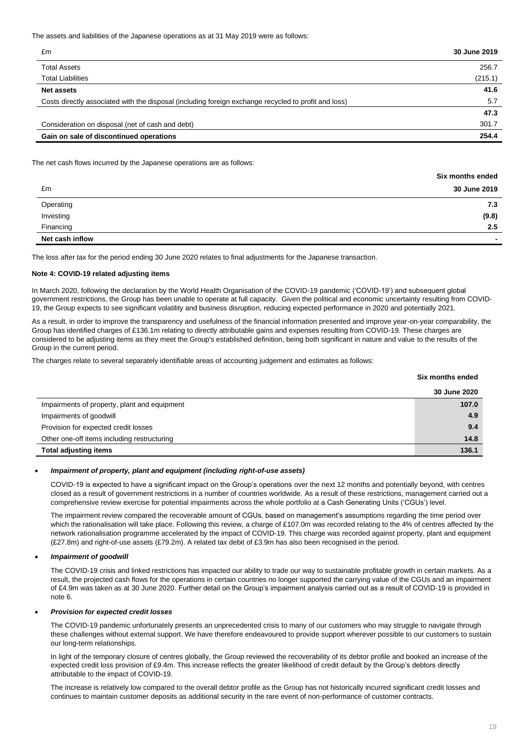The assets and liabilities of the Japanese operations as at 31 May 2019 were as follows:

| £m | 30 June 2019 |
|---|---|
| Total Assets | 256.7 |
| Total Liabilities | (215.1) |
| **Net assets** | **41.6** |
| Costs directly associated with the disposal (including foreign exchange recycled to profit and loss) | 5.7 |
| | **47.3** |
| Consideration on disposal (net of cash and debt) | 301.7 |
| **Gain on sale of discontinued operations** | **254.4** |

The net cash flows incurred by the Japanese operations are as follows:

| £m | Six months ended 30 June 2019 |
|---|---|
| Operating | 7.3 |
| Investing | (9.8) |
| Financing | 2.5 |
| **Net cash inflow** | **-** |

The loss after tax for the period ending 30 June 2020 relates to final adjustments for the Japanese transaction.

**Note 4: COVID-19 related adjusting items**

In March 2020, following the declaration by the World Health Organisation of the COVID-19 pandemic ('COVID-19') and subsequent global government restrictions, the Group has been unable to operate at full capacity. Given the political and economic uncertainty resulting from COVID-19, the Group expects to see significant volatility and business disruption, reducing expected performance in 2020 and potentially 2021.

As a result, in order to improve the transparency and usefulness of the financial information presented and improve year-on-year comparability, the Group has identified charges of £136.1m relating to directly attributable gains and expenses resulting from COVID-19. These charges are considered to be adjusting items as they meet the Group's established definition, being both significant in nature and value to the results of the Group in the current period.

The charges relate to several separately identifiable areas of accounting judgement and estimates as follows:

| | Six months ended 30 June 2020 |
|---|---|
| Impairments of property, plant and equipment | 107.0 |
| Impairments of goodwill | 4.9 |
| Provision for expected credit losses | 9.4 |
| Other one-off items including restructuring | 14.8 |
| **Total adjusting items** | **136.1** |

- ***Impairment of property, plant and equipment (including right-of-use assets)***

  COVID-19 is expected to have a significant impact on the Group's operations over the next 12 months and potentially beyond, with centres closed as a result of government restrictions in a number of countries worldwide. As a result of these restrictions, management carried out a comprehensive review exercise for potential impairments across the whole portfolio at a Cash Generating Units ('CGUs') level.

  The impairment review compared the recoverable amount of CGUs, based on management's assumptions regarding the time period over which the rationalisation will take place. Following this review, a charge of £107.0m was recorded relating to the 4% of centres affected by the network rationalisation programme accelerated by the impact of COVID-19. This charge was recorded against property, plant and equipment (£27.8m) and right-of-use assets (£79.2m). A related tax debit of £3.9m has also been recognised in the period.

- ***Impairment of goodwill***

  The COVID-19 crisis and linked restrictions has impacted our ability to trade our way to sustainable profitable growth in certain markets. As a result, the projected cash flows for the operations in certain countries no longer supported the carrying value of the CGUs and an impairment of £4.9m was taken as at 30 June 2020. Further detail on the Group's impairment analysis carried out as a result of COVID-19 is provided in note 6.

- ***Provision for expected credit losses***

  The COVID-19 pandemic unfortunately presents an unprecedented crisis to many of our customers who may struggle to navigate through these challenges without external support. We have therefore endeavoured to provide support wherever possible to our customers to sustain our long-term relationships.

  In light of the temporary closure of centres globally, the Group reviewed the recoverability of its debtor profile and booked an increase of the expected credit loss provision of £9.4m. This increase reflects the greater likelihood of credit default by the Group's debtors directly attributable to the impact of COVID-19.

  The increase is relatively low compared to the overall debtor profile as the Group has not historically incurred significant credit losses and continues to maintain customer deposits as additional security in the rare event of non-performance of customer contracts.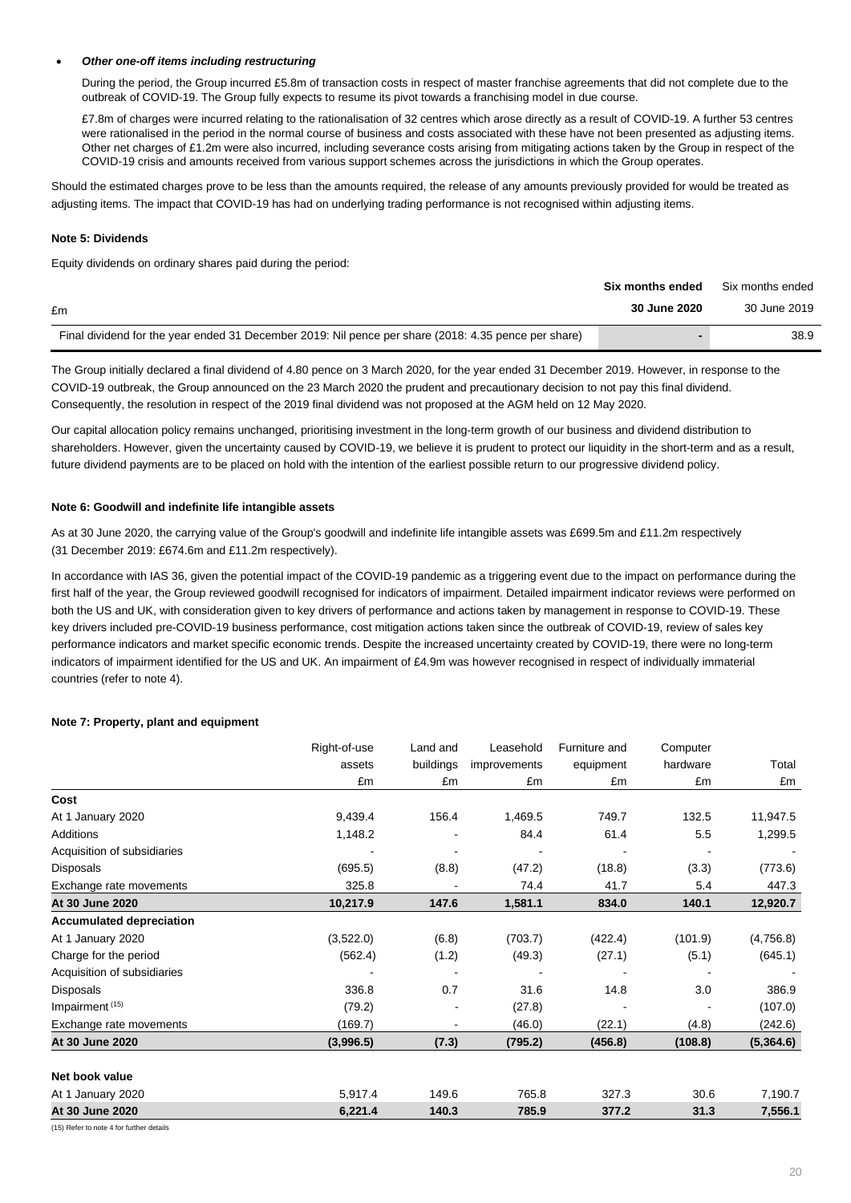- ***Other one-off items including restructuring***

  During the period, the Group incurred £5.8m of transaction costs in respect of master franchise agreements that did not complete due to the outbreak of COVID-19. The Group fully expects to resume its pivot towards a franchising model in due course.

  £7.8m of charges were incurred relating to the rationalisation of 32 centres which arose directly as a result of COVID-19. A further 53 centres were rationalised in the period in the normal course of business and costs associated with these have not been presented as adjusting items. Other net charges of £1.2m were also incurred, including severance costs arising from mitigating actions taken by the Group in respect of the COVID-19 crisis and amounts received from various support schemes across the jurisdictions in which the Group operates.

Should the estimated charges prove to be less than the amounts required, the release of any amounts previously provided for would be treated as adjusting items. The impact that COVID-19 has had on underlying trading performance is not recognised within adjusting items.

**Note 5: Dividends**

Equity dividends on ordinary shares paid during the period:

| £m | **Six months ended 30 June 2020** | Six months ended 30 June 2019 |
|---|---|---|
| Final dividend for the year ended 31 December 2019: Nil pence per share (2018: 4.35 pence per share) | - | 38.9 |

The Group initially declared a final dividend of 4.80 pence on 3 March 2020, for the year ended 31 December 2019. However, in response to the COVID-19 outbreak, the Group announced on the 23 March 2020 the prudent and precautionary decision to not pay this final dividend. Consequently, the resolution in respect of the 2019 final dividend was not proposed at the AGM held on 12 May 2020.

Our capital allocation policy remains unchanged, prioritising investment in the long-term growth of our business and dividend distribution to shareholders. However, given the uncertainty caused by COVID-19, we believe it is prudent to protect our liquidity in the short-term and as a result, future dividend payments are to be placed on hold with the intention of the earliest possible return to our progressive dividend policy.

**Note 6: Goodwill and indefinite life intangible assets**

As at 30 June 2020, the carrying value of the Group's goodwill and indefinite life intangible assets was £699.5m and £11.2m respectively (31 December 2019: £674.6m and £11.2m respectively).

In accordance with IAS 36, given the potential impact of the COVID-19 pandemic as a triggering event due to the impact on performance during the first half of the year, the Group reviewed goodwill recognised for indicators of impairment. Detailed impairment indicator reviews were performed on both the US and UK, with consideration given to key drivers of performance and actions taken by management in response to COVID-19. These key drivers included pre-COVID-19 business performance, cost mitigation actions taken since the outbreak of COVID-19, review of sales key performance indicators and market specific economic trends. Despite the increased uncertainty created by COVID-19, there were no long-term indicators of impairment identified for the US and UK. An impairment of £4.9m was however recognised in respect of individually immaterial countries (refer to note 4).

**Note 7: Property, plant and equipment**

| | Right-of-use assets £m | Land and buildings £m | Leasehold improvements £m | Furniture and equipment £m | Computer hardware £m | Total £m |
|---|---|---|---|---|---|---|
| **Cost** | | | | | | |
| At 1 January 2020 | 9,439.4 | 156.4 | 1,469.5 | 749.7 | 132.5 | 11,947.5 |
| Additions | 1,148.2 | - | 84.4 | 61.4 | 5.5 | 1,299.5 |
| Acquisition of subsidiaries | - | - | - | - | - | - |
| Disposals | (695.5) | (8.8) | (47.2) | (18.8) | (3.3) | (773.6) |
| Exchange rate movements | 325.8 | - | 74.4 | 41.7 | 5.4 | 447.3 |
| **At 30 June 2020** | **10,217.9** | **147.6** | **1,581.1** | **834.0** | **140.1** | **12,920.7** |
| **Accumulated depreciation** | | | | | | |
| At 1 January 2020 | (3,522.0) | (6.8) | (703.7) | (422.4) | (101.9) | (4,756.8) |
| Charge for the period | (562.4) | (1.2) | (49.3) | (27.1) | (5.1) | (645.1) |
| Acquisition of subsidiaries | - | - | - | - | - | - |
| Disposals | 336.8 | 0.7 | 31.6 | 14.8 | 3.0 | 386.9 |
| Impairment [15] | (79.2) | - | (27.8) | - | - | (107.0) |
| Exchange rate movements | (169.7) | - | (46.0) | (22.1) | (4.8) | (242.6) |
| **At 30 June 2020** | **(3,996.5)** | **(7.3)** | **(795.2)** | **(456.8)** | **(108.8)** | **(5,364.6)** |
| **Net book value** | | | | | | |
| At 1 January 2020 | 5,917.4 | 149.6 | 765.8 | 327.3 | 30.6 | 7,190.7 |
| **At 30 June 2020** | **6,221.4** | **140.3** | **785.9** | **377.2** | **31.3** | **7,556.1** |

(15) Refer to note 4 for further details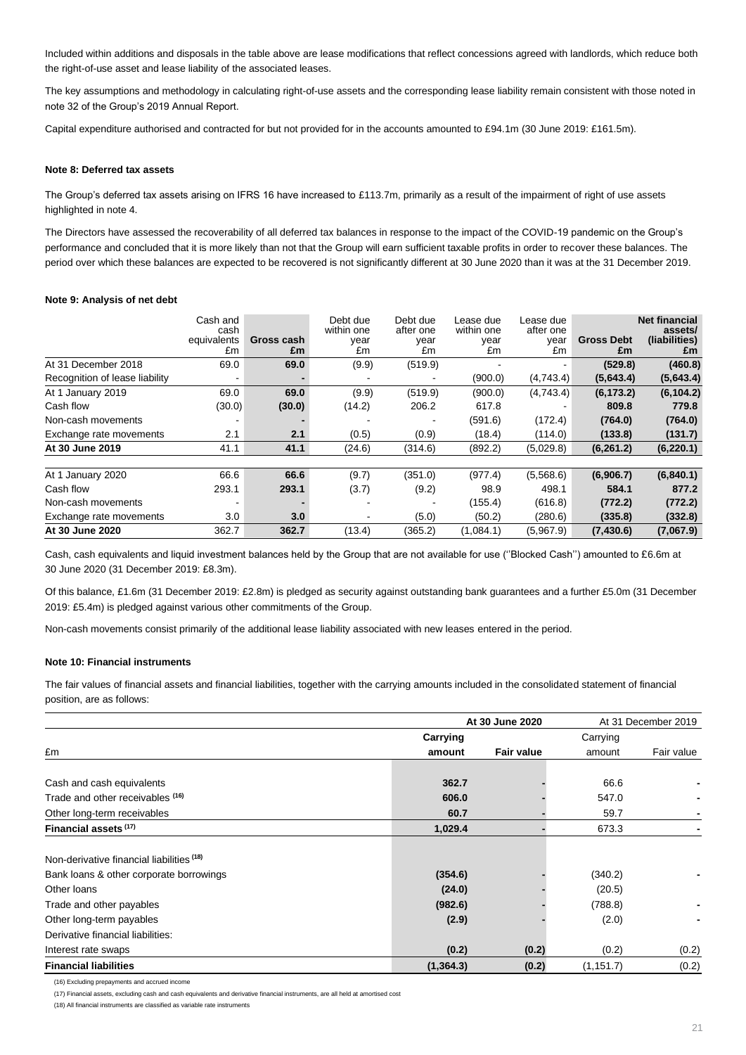Included within additions and disposals in the table above are lease modifications that reflect concessions agreed with landlords, which reduce both the right-of-use asset and lease liability of the associated leases.

The key assumptions and methodology in calculating right-of-use assets and the corresponding lease liability remain consistent with those noted in note 32 of the Group's 2019 Annual Report.

Capital expenditure authorised and contracted for but not provided for in the accounts amounted to £94.1m (30 June 2019: £161.5m).

**Note 8: Deferred tax assets**

The Group's deferred tax assets arising on IFRS 16 have increased to £113.7m, primarily as a result of the impairment of right of use assets highlighted in note 4.

The Directors have assessed the recoverability of all deferred tax balances in response to the impact of the COVID-19 pandemic on the Group's performance and concluded that it is more likely than not that the Group will earn sufficient taxable profits in order to recover these balances. The period over which these balances are expected to be recovered is not significantly different at 30 June 2020 than it was at the 31 December 2019.

**Note 9: Analysis of net debt**

| | Cash and cash equivalents £m | **Gross cash £m** | Debt due within one year £m | Debt due after one year £m | Lease due within one year £m | Lease due after one year £m | **Gross Debt £m** | **Net financial assets/ (liabilities) £m** |
|---|---|---|---|---|---|---|---|---|
| At 31 December 2018 | 69.0 | **69.0** | (9.9) | (519.9) | - | - | **(529.8)** | **(460.8)** |
| Recognition of lease liability | - | **-** | - | - | (900.0) | (4,743.4) | **(5,643.4)** | **(5,643.4)** |
| At 1 January 2019 | 69.0 | **69.0** | (9.9) | (519.9) | (900.0) | (4,743.4) | **(6,173.2)** | **(6,104.2)** |
| Cash flow | (30.0) | **(30.0)** | (14.2) | 206.2 | 617.8 | - | **809.8** | **779.8** |
| Non-cash movements | - | **-** | - | - | (591.6) | (172.4) | **(764.0)** | **(764.0)** |
| Exchange rate movements | 2.1 | **2.1** | (0.5) | (0.9) | (18.4) | (114.0) | **(133.8)** | **(131.7)** |
| **At 30 June 2019** | 41.1 | **41.1** | (24.6) | (314.6) | (892.2) | (5,029.8) | **(6,261.2)** | **(6,220.1)** |
| | | | | | | | | |
| At 1 January 2020 | 66.6 | **66.6** | (9.7) | (351.0) | (977.4) | (5,568.6) | **(6,906.7)** | **(6,840.1)** |
| Cash flow | 293.1 | **293.1** | (3.7) | (9.2) | 98.9 | 498.1 | **584.1** | **877.2** |
| Non-cash movements | - | **-** | - | - | (155.4) | (616.8) | **(772.2)** | **(772.2)** |
| Exchange rate movements | 3.0 | **3.0** | - | (5.0) | (50.2) | (280.6) | **(335.8)** | **(332.8)** |
| **At 30 June 2020** | 362.7 | **362.7** | (13.4) | (365.2) | (1,084.1) | (5,967.9) | **(7,430.6)** | **(7,067.9)** |

Cash, cash equivalents and liquid investment balances held by the Group that are not available for use (''Blocked Cash'') amounted to £6.6m at 30 June 2020 (31 December 2019: £8.3m).

Of this balance, £1.6m (31 December 2019: £2.8m) is pledged as security against outstanding bank guarantees and a further £5.0m (31 December 2019: £5.4m) is pledged against various other commitments of the Group.

Non-cash movements consist primarily of the additional lease liability associated with new leases entered in the period.

**Note 10: Financial instruments**

The fair values of financial assets and financial liabilities, together with the carrying amounts included in the consolidated statement of financial position, are as follows:

| | **At 30 June 2020** | | At 31 December 2019 | |
|---|---|---|---|---|
| £m | **Carrying amount** | **Fair value** | Carrying amount | Fair value |
| Cash and cash equivalents | **362.7** | **-** | 66.6 | - |
| Trade and other receivables [16] | **606.0** | **-** | 547.0 | - |
| Other long-term receivables | **60.7** | **-** | 59.7 | - |
| **Financial assets [17]** | **1,029.4** | **-** | 673.3 | - |
| Non-derivative financial liabilities [18] | | | | |
| Bank loans & other corporate borrowings | **(354.6)** | **-** | (340.2) | - |
| Other loans | **(24.0)** | **-** | (20.5) | |
| Trade and other payables | **(982.6)** | **-** | (788.8) | - |
| Other long-term payables | **(2.9)** | **-** | (2.0) | - |
| Derivative financial liabilities: | | | | |
| Interest rate swaps | **(0.2)** | **(0.2)** | (0.2) | (0.2) |
| **Financial liabilities** | **(1,364.3)** | **(0.2)** | (1,151.7) | (0.2) |

(16) Excluding prepayments and accrued income

(17) Financial assets, excluding cash and cash equivalents and derivative financial instruments, are all held at amortised cost

(18) All financial instruments are classified as variable rate instruments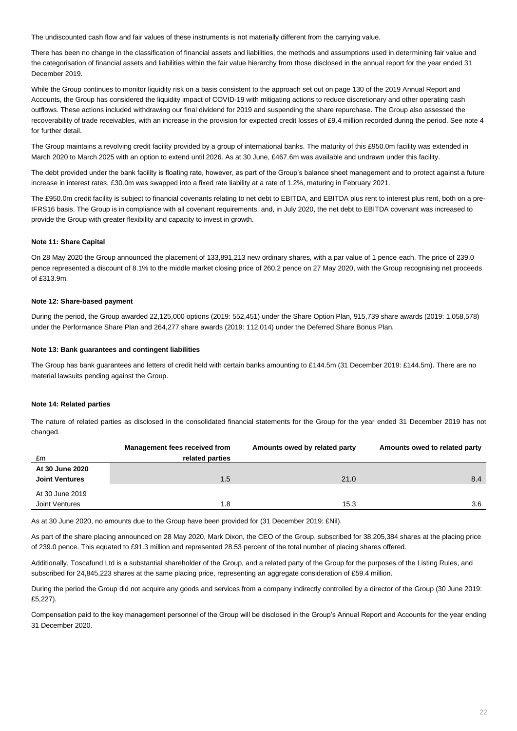The undiscounted cash flow and fair values of these instruments is not materially different from the carrying value.

There has been no change in the classification of financial assets and liabilities, the methods and assumptions used in determining fair value and the categorisation of financial assets and liabilities within the fair value hierarchy from those disclosed in the annual report for the year ended 31 December 2019.

While the Group continues to monitor liquidity risk on a basis consistent to the approach set out on page 130 of the 2019 Annual Report and Accounts, the Group has considered the liquidity impact of COVID-19 with mitigating actions to reduce discretionary and other operating cash outflows. These actions included withdrawing our final dividend for 2019 and suspending the share repurchase. The Group also assessed the recoverability of trade receivables, with an increase in the provision for expected credit losses of £9.4 million recorded during the period. See note 4 for further detail.

The Group maintains a revolving credit facility provided by a group of international banks. The maturity of this £950.0m facility was extended in March 2020 to March 2025 with an option to extend until 2026. As at 30 June, £467.6m was available and undrawn under this facility.

The debt provided under the bank facility is floating rate, however, as part of the Group's balance sheet management and to protect against a future increase in interest rates, £30.0m was swapped into a fixed rate liability at a rate of 1.2%, maturing in February 2021.

The £950.0m credit facility is subject to financial covenants relating to net debt to EBITDA, and EBITDA plus rent to interest plus rent, both on a pre-IFRS16 basis. The Group is in compliance with all covenant requirements, and, in July 2020, the net debt to EBITDA covenant was increased to provide the Group with greater flexibility and capacity to invest in growth.

### Note 11: Share Capital

On 28 May 2020 the Group announced the placement of 133,891,213 new ordinary shares, with a par value of 1 pence each. The price of 239.0 pence represented a discount of 8.1% to the middle market closing price of 260.2 pence on 27 May 2020, with the Group recognising net proceeds of £313.9m.

### Note 12: Share-based payment

During the period, the Group awarded 22,125,000 options (2019: 552,451) under the Share Option Plan, 915,739 share awards (2019: 1,058,578) under the Performance Share Plan and 264,277 share awards (2019: 112,014) under the Deferred Share Bonus Plan.

### Note 13: Bank guarantees and contingent liabilities

The Group has bank guarantees and letters of credit held with certain banks amounting to £144.5m (31 December 2019: £144.5m). There are no material lawsuits pending against the Group.

### Note 14: Related parties

The nature of related parties as disclosed in the consolidated financial statements for the Group for the year ended 31 December 2019 has not changed.

| £m | Management fees received from related parties | Amounts owed by related party | Amounts owed to related party |
|---|---|---|---|
| **At 30 June 2020** | | | |
| **Joint Ventures** | 1.5 | 21.0 | 8.4 |
| At 30 June 2019 | | | |
| Joint Ventures | 1.8 | 15.3 | 3.6 |

As at 30 June 2020, no amounts due to the Group have been provided for (31 December 2019: £Nil).

As part of the share placing announced on 28 May 2020, Mark Dixon, the CEO of the Group, subscribed for 38,205,384 shares at the placing price of 239.0 pence. This equated to £91.3 million and represented 28.53 percent of the total number of placing shares offered.

Additionally, Toscafund Ltd is a substantial shareholder of the Group, and a related party of the Group for the purposes of the Listing Rules, and subscribed for 24,845,223 shares at the same placing price, representing an aggregate consideration of £59.4 million.

During the period the Group did not acquire any goods and services from a company indirectly controlled by a director of the Group (30 June 2019: £5,227).

Compensation paid to the key management personnel of the Group will be disclosed in the Group's Annual Report and Accounts for the year ending 31 December 2020.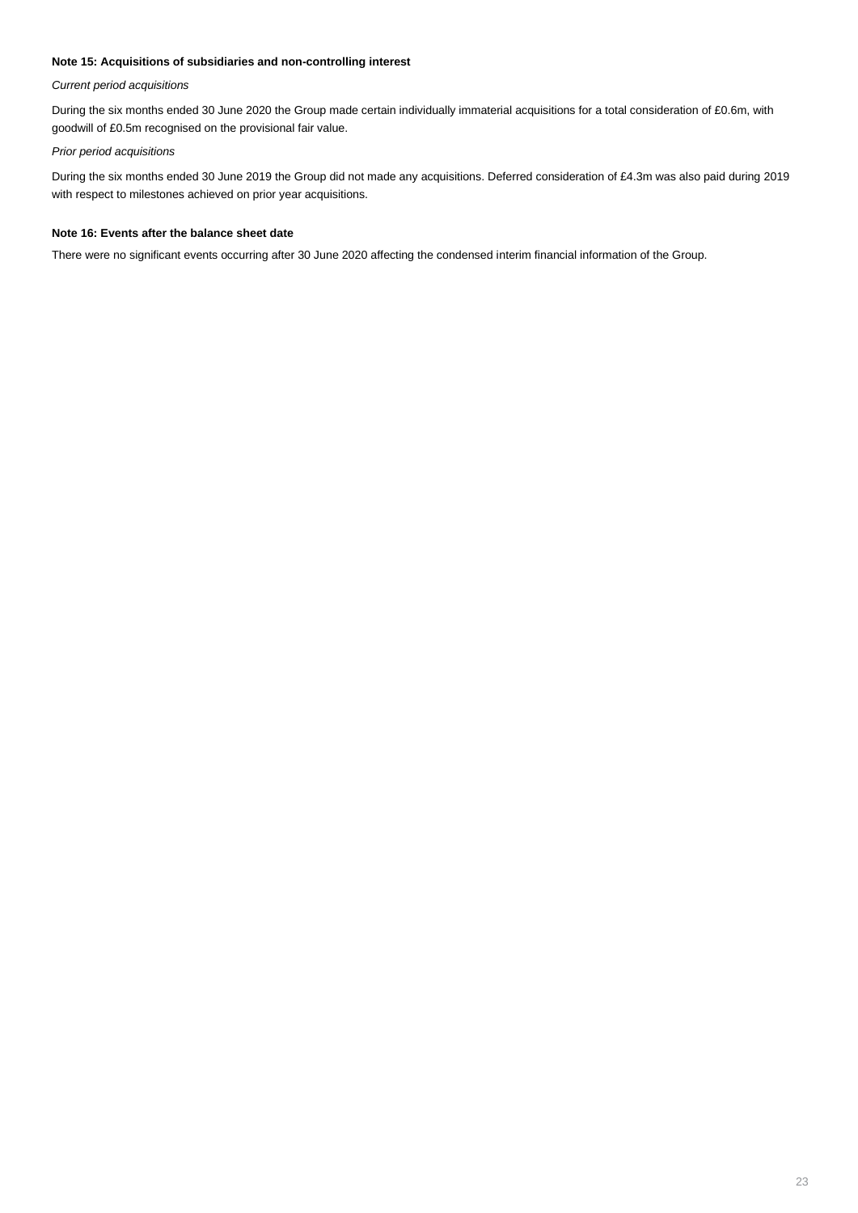**Note 15: Acquisitions of subsidiaries and non-controlling interest**

*Current period acquisitions*

During the six months ended 30 June 2020 the Group made certain individually immaterial acquisitions for a total consideration of £0.6m, with goodwill of £0.5m recognised on the provisional fair value.

*Prior period acquisitions*

During the six months ended 30 June 2019 the Group did not made any acquisitions. Deferred consideration of £4.3m was also paid during 2019 with respect to milestones achieved on prior year acquisitions.

**Note 16: Events after the balance sheet date**

There were no significant events occurring after 30 June 2020 affecting the condensed interim financial information of the Group.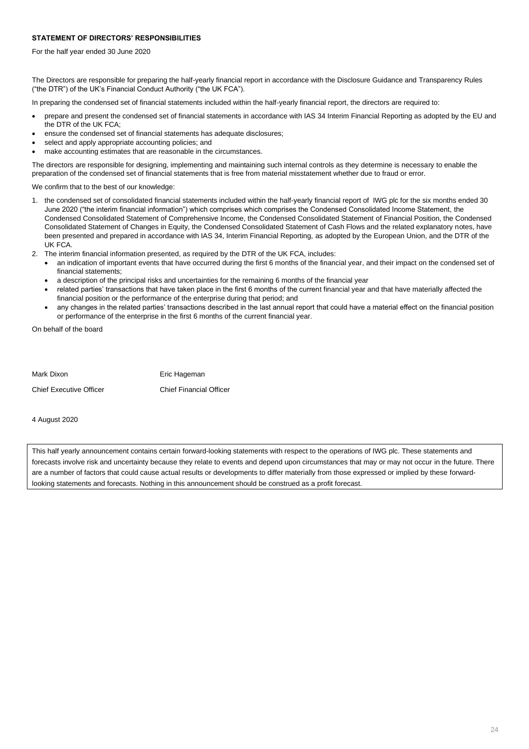**STATEMENT OF DIRECTORS' RESPONSIBILITIES**

For the half year ended 30 June 2020

The Directors are responsible for preparing the half-yearly financial report in accordance with the Disclosure Guidance and Transparency Rules ("the DTR") of the UK's Financial Conduct Authority ("the UK FCA").

In preparing the condensed set of financial statements included within the half-yearly financial report, the directors are required to:

- prepare and present the condensed set of financial statements in accordance with IAS 34 Interim Financial Reporting as adopted by the EU and the DTR of the UK FCA;
- ensure the condensed set of financial statements has adequate disclosures;
- select and apply appropriate accounting policies; and
- make accounting estimates that are reasonable in the circumstances.

The directors are responsible for designing, implementing and maintaining such internal controls as they determine is necessary to enable the preparation of the condensed set of financial statements that is free from material misstatement whether due to fraud or error.

We confirm that to the best of our knowledge:

1. the condensed set of consolidated financial statements included within the half-yearly financial report of IWG plc for the six months ended 30 June 2020 ("the interim financial information") which comprises which comprises the Condensed Consolidated Income Statement, the Condensed Consolidated Statement of Comprehensive Income, the Condensed Consolidated Statement of Financial Position, the Condensed Consolidated Statement of Changes in Equity, the Condensed Consolidated Statement of Cash Flows and the related explanatory notes, have been presented and prepared in accordance with IAS 34, Interim Financial Reporting, as adopted by the European Union, and the DTR of the UK FCA.
2. The interim financial information presented, as required by the DTR of the UK FCA, includes:
   - an indication of important events that have occurred during the first 6 months of the financial year, and their impact on the condensed set of financial statements;
   - a description of the principal risks and uncertainties for the remaining 6 months of the financial year
   - related parties' transactions that have taken place in the first 6 months of the current financial year and that have materially affected the financial position or the performance of the enterprise during that period; and
   - any changes in the related parties' transactions described in the last annual report that could have a material effect on the financial position or performance of the enterprise in the first 6 months of the current financial year.

On behalf of the board

| Mark Dixon | Eric Hageman |
|---|---|
| Chief Executive Officer | Chief Financial Officer |

4 August 2020

This half yearly announcement contains certain forward-looking statements with respect to the operations of IWG plc. These statements and forecasts involve risk and uncertainty because they relate to events and depend upon circumstances that may or may not occur in the future. There are a number of factors that could cause actual results or developments to differ materially from those expressed or implied by these forward-looking statements and forecasts. Nothing in this announcement should be construed as a profit forecast.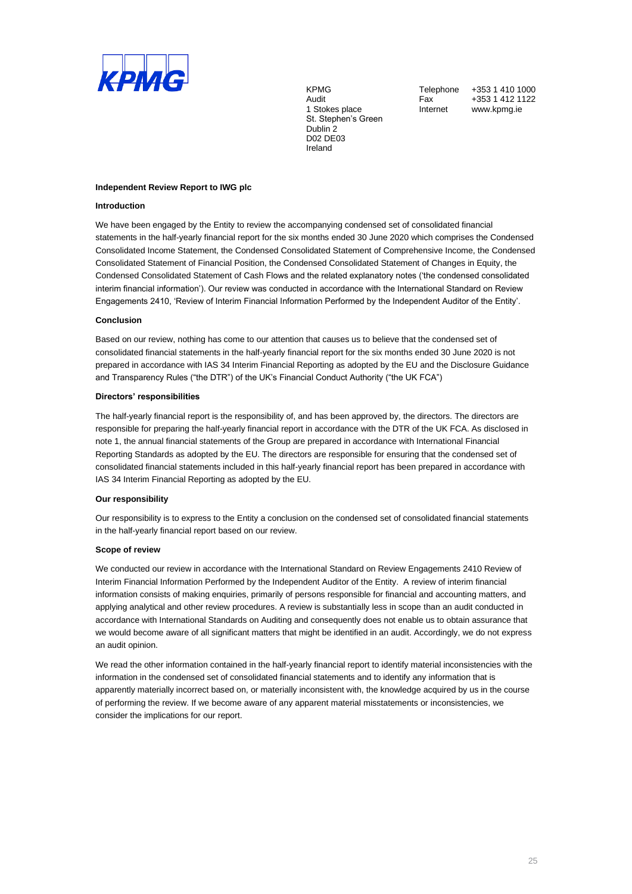KPMG

KPMG
Audit
1 Stokes place
St. Stephen's Green
Dublin 2
D02 DE03
Ireland

Telephone +353 1 410 1000
Fax +353 1 412 1122
Internet www.kpmg.ie

**Independent Review Report to IWG plc**

**Introduction**

We have been engaged by the Entity to review the accompanying condensed set of consolidated financial statements in the half-yearly financial report for the six months ended 30 June 2020 which comprises the Condensed Consolidated Income Statement, the Condensed Consolidated Statement of Comprehensive Income, the Condensed Consolidated Statement of Financial Position, the Condensed Consolidated Statement of Changes in Equity, the Condensed Consolidated Statement of Cash Flows and the related explanatory notes ('the condensed consolidated interim financial information'). Our review was conducted in accordance with the International Standard on Review Engagements 2410, 'Review of Interim Financial Information Performed by the Independent Auditor of the Entity'.

**Conclusion**

Based on our review, nothing has come to our attention that causes us to believe that the condensed set of consolidated financial statements in the half-yearly financial report for the six months ended 30 June 2020 is not prepared in accordance with IAS 34 Interim Financial Reporting as adopted by the EU and the Disclosure Guidance and Transparency Rules ("the DTR") of the UK's Financial Conduct Authority ("the UK FCA")

**Directors' responsibilities**

The half-yearly financial report is the responsibility of, and has been approved by, the directors. The directors are responsible for preparing the half-yearly financial report in accordance with the DTR of the UK FCA. As disclosed in note 1, the annual financial statements of the Group are prepared in accordance with International Financial Reporting Standards as adopted by the EU. The directors are responsible for ensuring that the condensed set of consolidated financial statements included in this half-yearly financial report has been prepared in accordance with IAS 34 Interim Financial Reporting as adopted by the EU.

**Our responsibility**

Our responsibility is to express to the Entity a conclusion on the condensed set of consolidated financial statements in the half-yearly financial report based on our review.

**Scope of review**

We conducted our review in accordance with the International Standard on Review Engagements 2410 Review of Interim Financial Information Performed by the Independent Auditor of the Entity. A review of interim financial information consists of making enquiries, primarily of persons responsible for financial and accounting matters, and applying analytical and other review procedures. A review is substantially less in scope than an audit conducted in accordance with International Standards on Auditing and consequently does not enable us to obtain assurance that we would become aware of all significant matters that might be identified in an audit. Accordingly, we do not express an audit opinion.

We read the other information contained in the half-yearly financial report to identify material inconsistencies with the information in the condensed set of consolidated financial statements and to identify any information that is apparently materially incorrect based on, or materially inconsistent with, the knowledge acquired by us in the course of performing the review. If we become aware of any apparent material misstatements or inconsistencies, we consider the implications for our report.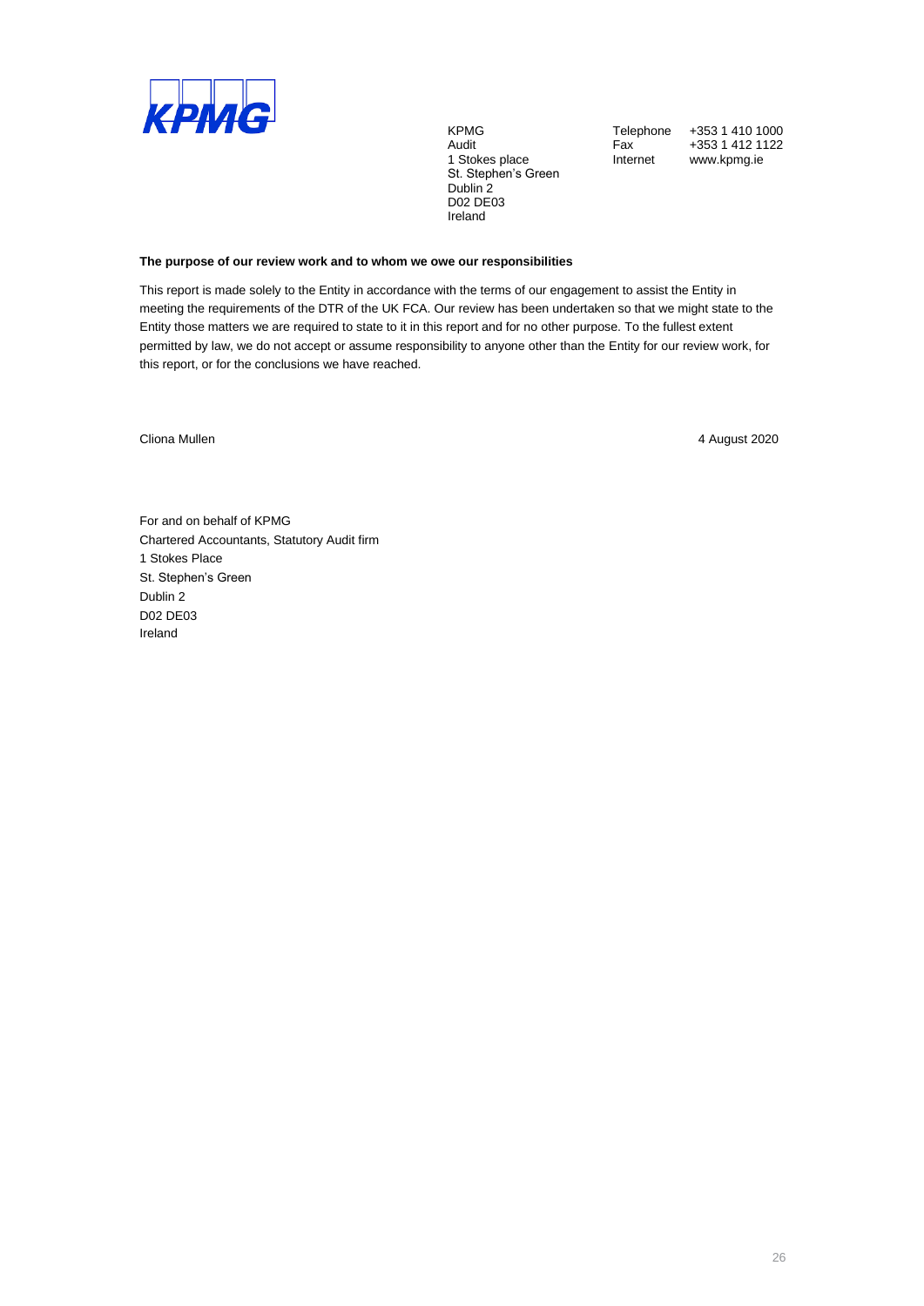KPMG
Audit
1 Stokes place
St. Stephen's Green
Dublin 2
D02 DE03
Ireland

Telephone +353 1 410 1000
Fax +353 1 412 1122
Internet www.kpmg.ie

**The purpose of our review work and to whom we owe our responsibilities**

This report is made solely to the Entity in accordance with the terms of our engagement to assist the Entity in meeting the requirements of the DTR of the UK FCA. Our review has been undertaken so that we might state to the Entity those matters we are required to state to it in this report and for no other purpose. To the fullest extent permitted by law, we do not accept or assume responsibility to anyone other than the Entity for our review work, for this report, or for the conclusions we have reached.

Cliona Mullen

4 August 2020

For and on behalf of KPMG
Chartered Accountants, Statutory Audit firm
1 Stokes Place
St. Stephen's Green
Dublin 2
D02 DE03
Ireland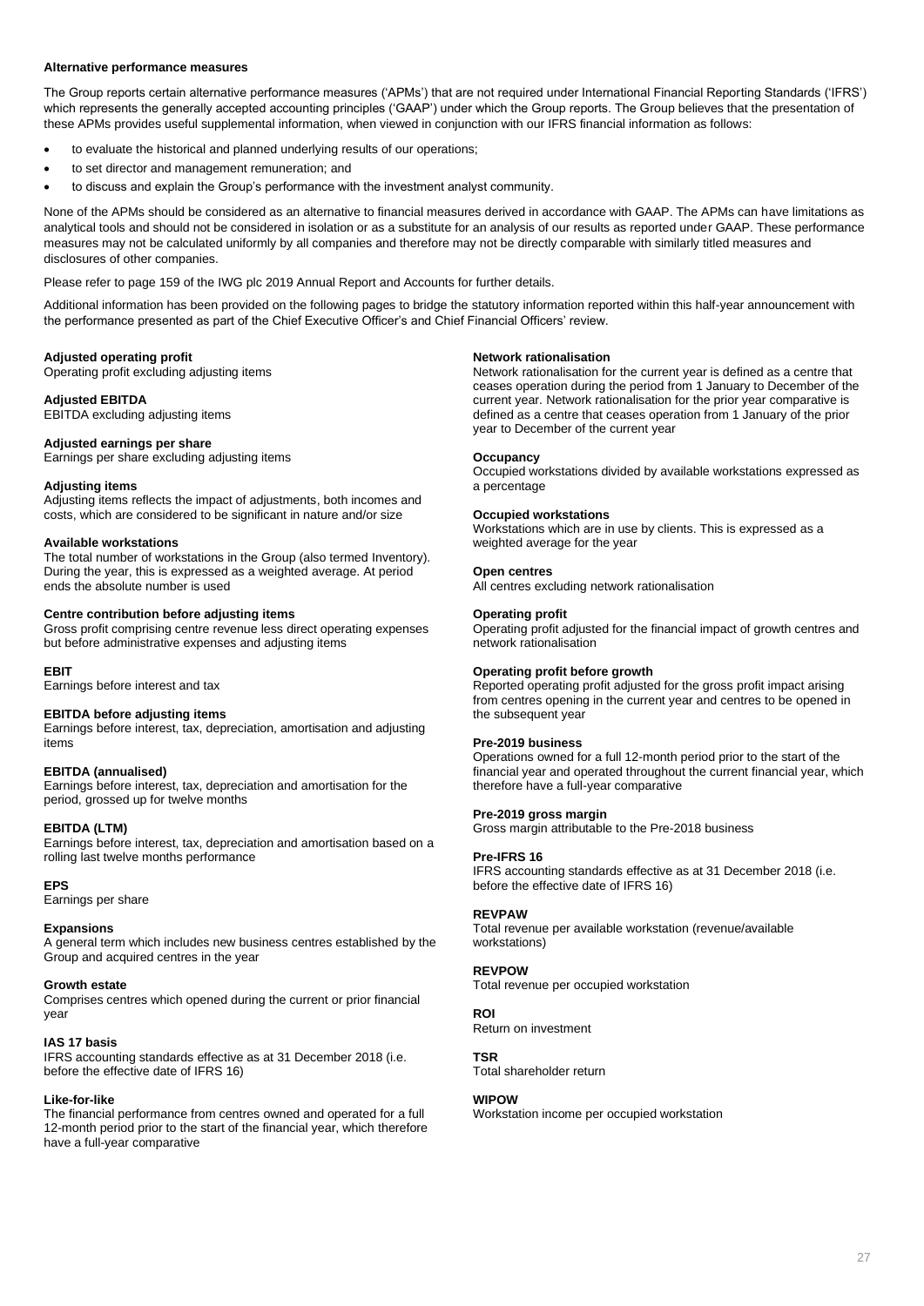## Alternative performance measures

The Group reports certain alternative performance measures ('APMs') that are not required under International Financial Reporting Standards ('IFRS') which represents the generally accepted accounting principles ('GAAP') under which the Group reports. The Group believes that the presentation of these APMs provides useful supplemental information, when viewed in conjunction with our IFRS financial information as follows:

- to evaluate the historical and planned underlying results of our operations;
- to set director and management remuneration; and
- to discuss and explain the Group's performance with the investment analyst community.

None of the APMs should be considered as an alternative to financial measures derived in accordance with GAAP. The APMs can have limitations as analytical tools and should not be considered in isolation or as a substitute for an analysis of our results as reported under GAAP. These performance measures may not be calculated uniformly by all companies and therefore may not be directly comparable with similarly titled measures and disclosures of other companies.

Please refer to page 159 of the IWG plc 2019 Annual Report and Accounts for further details.

Additional information has been provided on the following pages to bridge the statutory information reported within this half-year announcement with the performance presented as part of the Chief Executive Officer's and Chief Financial Officers' review.

**Adjusted operating profit**
Operating profit excluding adjusting items

**Adjusted EBITDA**
EBITDA excluding adjusting items

**Adjusted earnings per share**
Earnings per share excluding adjusting items

**Adjusting items**
Adjusting items reflects the impact of adjustments, both incomes and costs, which are considered to be significant in nature and/or size

**Available workstations**
The total number of workstations in the Group (also termed Inventory). During the year, this is expressed as a weighted average. At period ends the absolute number is used

**Centre contribution before adjusting items**
Gross profit comprising centre revenue less direct operating expenses but before administrative expenses and adjusting items

**EBIT**
Earnings before interest and tax

**EBITDA before adjusting items**
Earnings before interest, tax, depreciation, amortisation and adjusting items

**EBITDA (annualised)**
Earnings before interest, tax, depreciation and amortisation for the period, grossed up for twelve months

**EBITDA (LTM)**
Earnings before interest, tax, depreciation and amortisation based on a rolling last twelve months performance

**EPS**
Earnings per share

**Expansions**
A general term which includes new business centres established by the Group and acquired centres in the year

**Growth estate**
Comprises centres which opened during the current or prior financial year

**IAS 17 basis**
IFRS accounting standards effective as at 31 December 2018 (i.e. before the effective date of IFRS 16)

**Like-for-like**
The financial performance from centres owned and operated for a full 12-month period prior to the start of the financial year, which therefore have a full-year comparative

**Network rationalisation**
Network rationalisation for the current year is defined as a centre that ceases operation during the period from 1 January to December of the current year. Network rationalisation for the prior year comparative is defined as a centre that ceases operation from 1 January of the prior year to December of the current year

**Occupancy**
Occupied workstations divided by available workstations expressed as a percentage

**Occupied workstations**
Workstations which are in use by clients. This is expressed as a weighted average for the year

**Open centres**
All centres excluding network rationalisation

**Operating profit**
Operating profit adjusted for the financial impact of growth centres and network rationalisation

**Operating profit before growth**
Reported operating profit adjusted for the gross profit impact arising from centres opening in the current year and centres to be opened in the subsequent year

**Pre-2019 business**
Operations owned for a full 12-month period prior to the start of the financial year and operated throughout the current financial year, which therefore have a full-year comparative

**Pre-2019 gross margin**
Gross margin attributable to the Pre-2018 business

**Pre-IFRS 16**
IFRS accounting standards effective as at 31 December 2018 (i.e. before the effective date of IFRS 16)

**REVPAW**
Total revenue per available workstation (revenue/available workstations)

**REVPOW**
Total revenue per occupied workstation

**ROI**
Return on investment

**TSR**
Total shareholder return

**WIPOW**
Workstation income per occupied workstation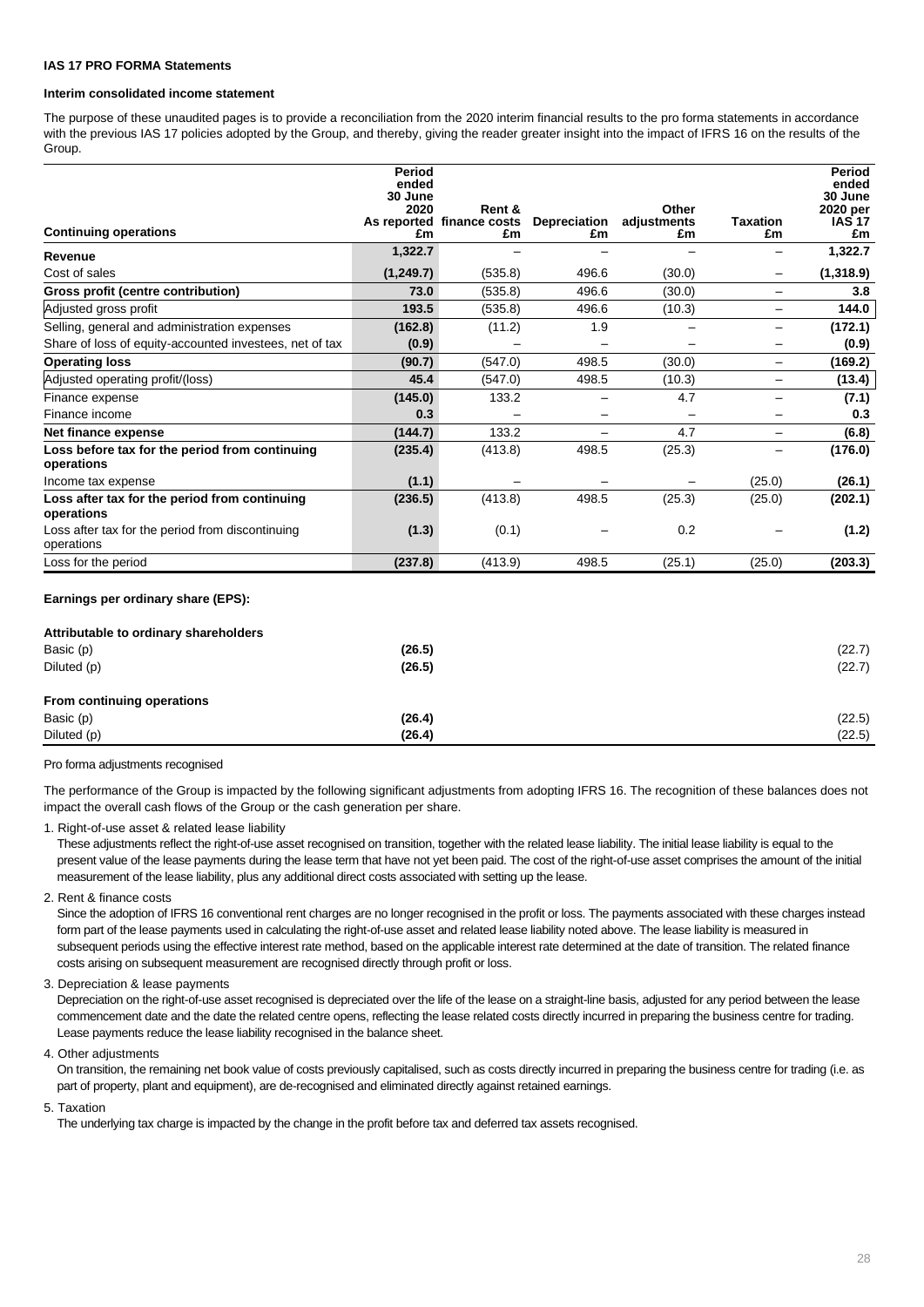**IAS 17 PRO FORMA Statements**

**Interim consolidated income statement**

The purpose of these unaudited pages is to provide a reconciliation from the 2020 interim financial results to the pro forma statements in accordance with the previous IAS 17 policies adopted by the Group, and thereby, giving the reader greater insight into the impact of IFRS 16 on the results of the Group.

| Continuing operations | Period ended 30 June 2020 As reported £m | Rent & finance costs £m | Depreciation £m | Other adjustments £m | Taxation £m | Period ended 30 June 2020 per IAS 17 £m |
|---|---|---|---|---|---|---|
| **Revenue** | **1,322.7** | – | – | – | – | **1,322.7** |
| Cost of sales | **(1,249.7)** | (535.8) | 496.6 | (30.0) | – | **(1,318.9)** |
| **Gross profit (centre contribution)** | **73.0** | (535.8) | 496.6 | (30.0) | – | **3.8** |
| Adjusted gross profit | **193.5** | (535.8) | 496.6 | (10.3) | – | **144.0** |
| Selling, general and administration expenses | **(162.8)** | (11.2) | 1.9 | – | – | **(172.1)** |
| Share of loss of equity-accounted investees, net of tax | **(0.9)** | – | – | – | – | **(0.9)** |
| **Operating loss** | **(90.7)** | (547.0) | 498.5 | (30.0) | – | **(169.2)** |
| Adjusted operating profit/(loss) | **45.4** | (547.0) | 498.5 | (10.3) | – | **(13.4)** |
| Finance expense | **(145.0)** | 133.2 | – | 4.7 | – | **(7.1)** |
| Finance income | **0.3** | – | – | – | – | **0.3** |
| **Net finance expense** | **(144.7)** | 133.2 | – | 4.7 | – | **(6.8)** |
| **Loss before tax for the period from continuing operations** | **(235.4)** | (413.8) | 498.5 | (25.3) | – | **(176.0)** |
| Income tax expense | **(1.1)** | – | – | – | (25.0) | **(26.1)** |
| **Loss after tax for the period from continuing operations** | **(236.5)** | (413.8) | 498.5 | (25.3) | (25.0) | **(202.1)** |
| Loss after tax for the period from discontinuing operations | **(1.3)** | (0.1) | – | 0.2 | – | **(1.2)** |
| Loss for the period | **(237.8)** | (413.9) | 498.5 | (25.1) | (25.0) | **(203.3)** |

**Earnings per ordinary share (EPS):**

| | As reported | IAS 17 |
|---|---|---|
| **Attributable to ordinary shareholders** | | |
| Basic (p) | **(26.5)** | (22.7) |
| Diluted (p) | **(26.5)** | (22.7) |
| **From continuing operations** | | |
| Basic (p) | **(26.4)** | (22.5) |
| Diluted (p) | **(26.4)** | (22.5) |

Pro forma adjustments recognised

The performance of the Group is impacted by the following significant adjustments from adopting IFRS 16. The recognition of these balances does not impact the overall cash flows of the Group or the cash generation per share.

1. Right-of-use asset & related lease liability
   These adjustments reflect the right-of-use asset recognised on transition, together with the related lease liability. The initial lease liability is equal to the present value of the lease payments during the lease term that have not yet been paid. The cost of the right-of-use asset comprises the amount of the initial measurement of the lease liability, plus any additional direct costs associated with setting up the lease.

2. Rent & finance costs
   Since the adoption of IFRS 16 conventional rent charges are no longer recognised in the profit or loss. The payments associated with these charges instead form part of the lease payments used in calculating the right-of-use asset and related lease liability noted above. The lease liability is measured in subsequent periods using the effective interest rate method, based on the applicable interest rate determined at the date of transition. The related finance costs arising on subsequent measurement are recognised directly through profit or loss.

3. Depreciation & lease payments
   Depreciation on the right-of-use asset recognised is depreciated over the life of the lease on a straight-line basis, adjusted for any period between the lease commencement date and the date the related centre opens, reflecting the lease related costs directly incurred in preparing the business centre for trading. Lease payments reduce the lease liability recognised in the balance sheet.

4. Other adjustments
   On transition, the remaining net book value of costs previously capitalised, such as costs directly incurred in preparing the business centre for trading (i.e. as part of property, plant and equipment), are de-recognised and eliminated directly against retained earnings.

5. Taxation
   The underlying tax charge is impacted by the change in the profit before tax and deferred tax assets recognised.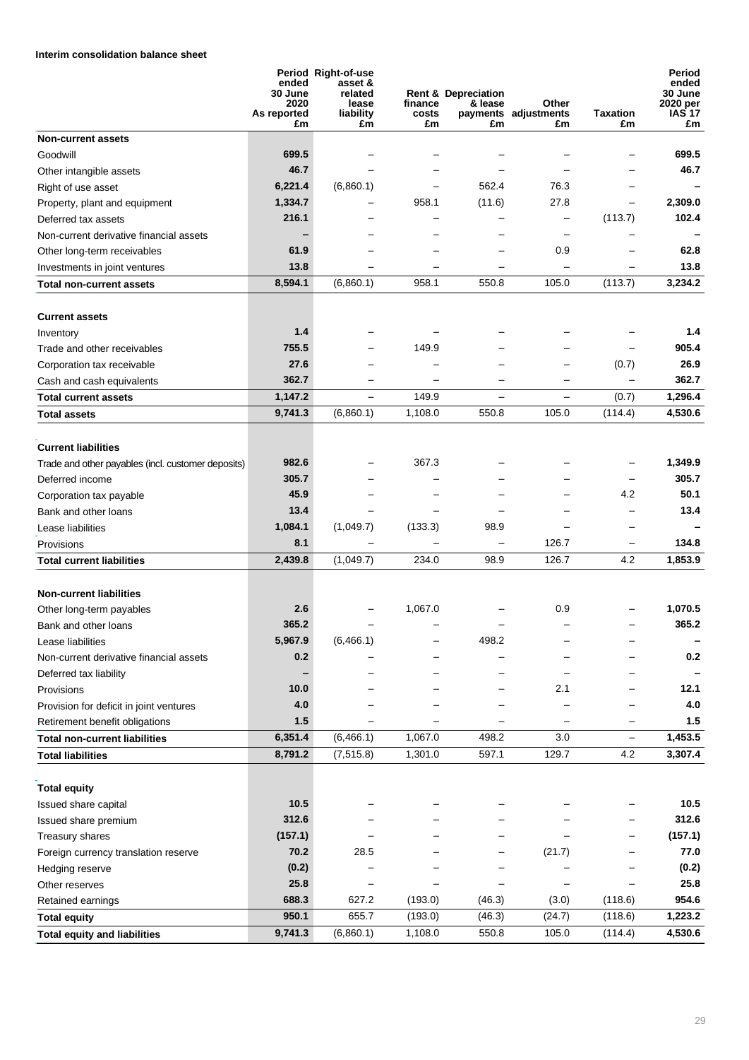**Interim consolidation balance sheet**

| | Period ended 30 June 2020 As reported £m | Right-of-use asset & related lease liability £m | Rent & finance costs £m | Depreciation & lease payments £m | Other adjustments £m | Taxation £m | Period ended 30 June 2020 per IAS 17 £m |
|---|---|---|---|---|---|---|---|
| **Non-current assets** | | | | | | | |
| Goodwill | **699.5** | – | – | – | – | – | **699.5** |
| Other intangible assets | **46.7** | – | – | – | – | – | **46.7** |
| Right of use asset | **6,221.4** | (6,860.1) | – | 562.4 | 76.3 | – | **–** |
| Property, plant and equipment | **1,334.7** | – | 958.1 | (11.6) | 27.8 | – | **2,309.0** |
| Deferred tax assets | **216.1** | – | – | – | – | (113.7) | **102.4** |
| Non-current derivative financial assets | **–** | – | – | – | – | – | **–** |
| Other long-term receivables | **61.9** | – | – | – | 0.9 | – | **62.8** |
| Investments in joint ventures | **13.8** | – | – | – | – | – | **13.8** |
| **Total non-current assets** | **8,594.1** | (6,860.1) | 958.1 | 550.8 | 105.0 | (113.7) | **3,234.2** |
| | | | | | | | |
| **Current assets** | | | | | | | |
| Inventory | **1.4** | – | – | – | – | – | **1.4** |
| Trade and other receivables | **755.5** | – | 149.9 | – | – | – | **905.4** |
| Corporation tax receivable | **27.6** | – | – | – | – | (0.7) | **26.9** |
| Cash and cash equivalents | **362.7** | – | – | – | – | – | **362.7** |
| **Total current assets** | **1,147.2** | – | 149.9 | – | – | (0.7) | **1,296.4** |
| **Total assets** | **9,741.3** | (6,860.1) | 1,108.0 | 550.8 | 105.0 | (114.4) | **4,530.6** |
| | | | | | | | |
| **Current liabilities** | | | | | | | |
| Trade and other payables (incl. customer deposits) | **982.6** | – | 367.3 | – | – | – | **1,349.9** |
| Deferred income | **305.7** | – | – | – | – | – | **305.7** |
| Corporation tax payable | **45.9** | – | – | – | – | 4.2 | **50.1** |
| Bank and other loans | **13.4** | – | – | – | – | – | **13.4** |
| Lease liabilities | **1,084.1** | (1,049.7) | (133.3) | 98.9 | – | – | **–** |
| Provisions | **8.1** | – | – | – | 126.7 | – | **134.8** |
| **Total current liabilities** | **2,439.8** | (1,049.7) | 234.0 | 98.9 | 126.7 | 4.2 | **1,853.9** |
| | | | | | | | |
| **Non-current liabilities** | | | | | | | |
| Other long-term payables | **2.6** | – | 1,067.0 | – | 0.9 | – | **1,070.5** |
| Bank and other loans | **365.2** | – | – | – | – | – | **365.2** |
| Lease liabilities | **5,967.9** | (6,466.1) | – | 498.2 | – | – | **–** |
| Non-current derivative financial assets | **0.2** | – | – | – | – | – | **0.2** |
| Deferred tax liability | **–** | – | – | – | – | – | **–** |
| Provisions | **10.0** | – | – | – | 2.1 | – | **12.1** |
| Provision for deficit in joint ventures | **4.0** | – | – | – | – | – | **4.0** |
| Retirement benefit obligations | **1.5** | – | – | – | – | – | **1.5** |
| **Total non-current liabilities** | **6,351.4** | (6,466.1) | 1,067.0 | 498.2 | 3.0 | – | **1,453.5** |
| **Total liabilities** | **8,791.2** | (7,515.8) | 1,301.0 | 597.1 | 129.7 | 4.2 | **3,307.4** |
| | | | | | | | |
| **Total equity** | | | | | | | |
| Issued share capital | **10.5** | – | – | – | – | – | **10.5** |
| Issued share premium | **312.6** | – | – | – | – | – | **312.6** |
| Treasury shares | **(157.1)** | – | – | – | – | – | **(157.1)** |
| Foreign currency translation reserve | **70.2** | 28.5 | – | – | (21.7) | – | **77.0** |
| Hedging reserve | **(0.2)** | – | – | – | – | – | **(0.2)** |
| Other reserves | **25.8** | – | – | – | – | – | **25.8** |
| Retained earnings | **688.3** | 627.2 | (193.0) | (46.3) | (3.0) | (118.6) | **954.6** |
| **Total equity** | **950.1** | 655.7 | (193.0) | (46.3) | (24.7) | (118.6) | **1,223.2** |
| **Total equity and liabilities** | **9,741.3** | (6,860.1) | 1,108.0 | 550.8 | 105.0 | (114.4) | **4,530.6** |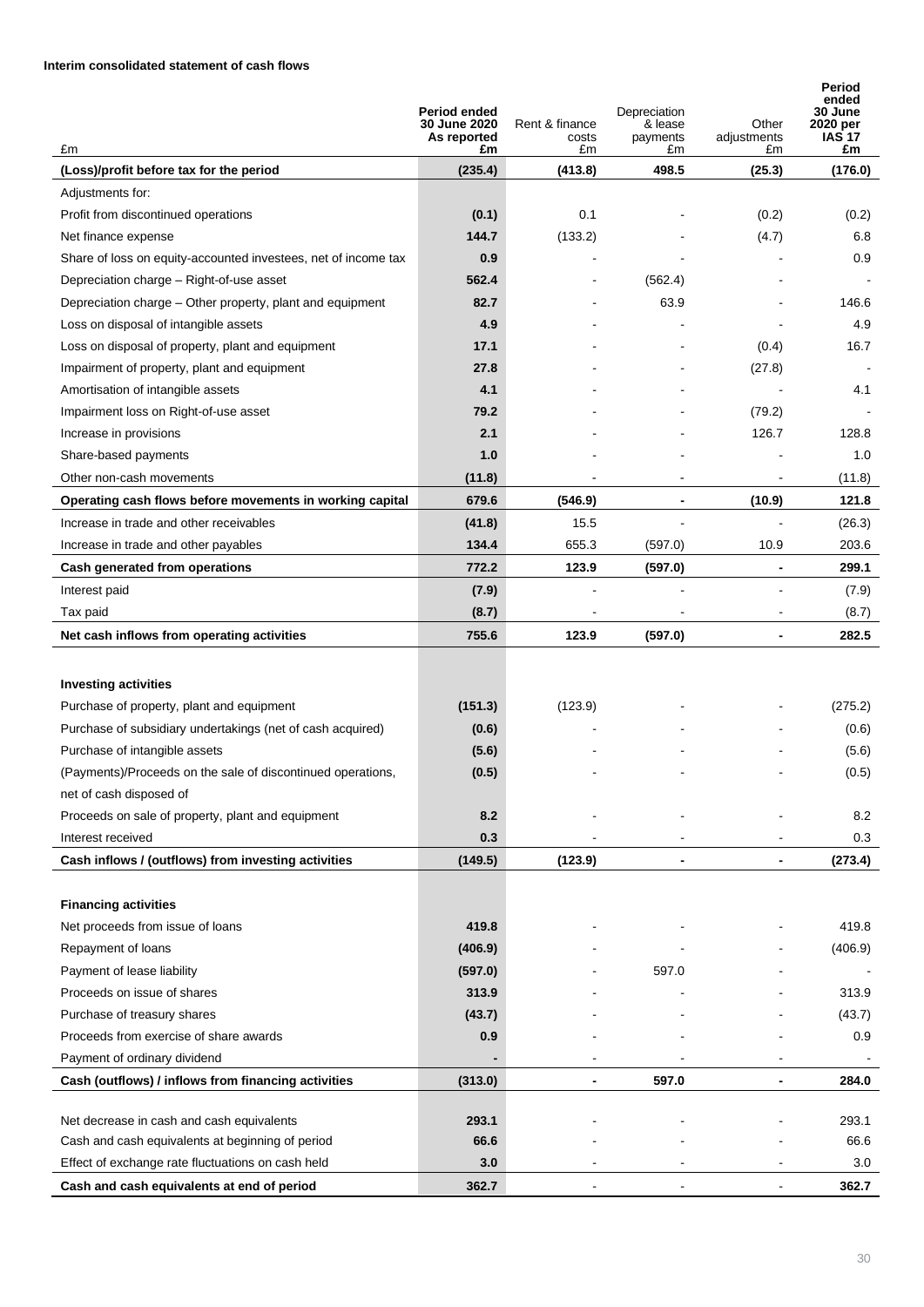**Interim consolidated statement of cash flows**

| £m | Period ended 30 June 2020 As reported £m | Rent & finance costs £m | Depreciation & lease payments £m | Other adjustments £m | Period ended 30 June 2020 per IAS 17 £m |
|---|---|---|---|---|---|
| **(Loss)/profit before tax for the period** | **(235.4)** | **(413.8)** | **498.5** | **(25.3)** | **(176.0)** |
| Adjustments for: | | | | | |
| Profit from discontinued operations | **(0.1)** | 0.1 | - | (0.2) | (0.2) |
| Net finance expense | **144.7** | (133.2) | - | (4.7) | 6.8 |
| Share of loss on equity-accounted investees, net of income tax | **0.9** | - | - | - | 0.9 |
| Depreciation charge – Right-of-use asset | **562.4** | - | (562.4) | - | - |
| Depreciation charge – Other property, plant and equipment | **82.7** | - | 63.9 | - | 146.6 |
| Loss on disposal of intangible assets | **4.9** | - | - | - | 4.9 |
| Loss on disposal of property, plant and equipment | **17.1** | - | - | (0.4) | 16.7 |
| Impairment of property, plant and equipment | **27.8** | - | - | (27.8) | - |
| Amortisation of intangible assets | **4.1** | - | - | - | 4.1 |
| Impairment loss on Right-of-use asset | **79.2** | - | - | (79.2) | - |
| Increase in provisions | **2.1** | - | - | 126.7 | 128.8 |
| Share-based payments | **1.0** | - | - | - | 1.0 |
| Other non-cash movements | **(11.8)** | - | - | - | (11.8) |
| **Operating cash flows before movements in working capital** | **679.6** | **(546.9)** | **-** | **(10.9)** | **121.8** |
| Increase in trade and other receivables | **(41.8)** | 15.5 | - | - | (26.3) |
| Increase in trade and other payables | **134.4** | 655.3 | (597.0) | 10.9 | 203.6 |
| **Cash generated from operations** | **772.2** | **123.9** | **(597.0)** | **-** | **299.1** |
| Interest paid | **(7.9)** | - | - | - | (7.9) |
| Tax paid | **(8.7)** | - | - | - | (8.7) |
| **Net cash inflows from operating activities** | **755.6** | **123.9** | **(597.0)** | **-** | **282.5** |
| | | | | | |
| **Investing activities** | | | | | |
| Purchase of property, plant and equipment | **(151.3)** | (123.9) | - | - | (275.2) |
| Purchase of subsidiary undertakings (net of cash acquired) | **(0.6)** | - | - | - | (0.6) |
| Purchase of intangible assets | **(5.6)** | - | - | - | (5.6) |
| (Payments)/Proceeds on the sale of discontinued operations, net of cash disposed of | **(0.5)** | - | - | - | (0.5) |
| Proceeds on sale of property, plant and equipment | **8.2** | - | - | - | 8.2 |
| Interest received | **0.3** | - | - | - | 0.3 |
| **Cash inflows / (outflows) from investing activities** | **(149.5)** | **(123.9)** | **-** | **-** | **(273.4)** |
| | | | | | |
| **Financing activities** | | | | | |
| Net proceeds from issue of loans | **419.8** | - | - | - | 419.8 |
| Repayment of loans | **(406.9)** | - | - | - | (406.9) |
| Payment of lease liability | **(597.0)** | - | 597.0 | - | - |
| Proceeds on issue of shares | **313.9** | - | - | - | 313.9 |
| Purchase of treasury shares | **(43.7)** | - | - | - | (43.7) |
| Proceeds from exercise of share awards | **0.9** | - | - | - | 0.9 |
| Payment of ordinary dividend | **-** | - | - | - | - |
| **Cash (outflows) / inflows from financing activities** | **(313.0)** | **-** | **597.0** | **-** | **284.0** |
| | | | | | |
| Net decrease in cash and cash equivalents | **293.1** | - | - | - | 293.1 |
| Cash and cash equivalents at beginning of period | **66.6** | - | - | - | 66.6 |
| Effect of exchange rate fluctuations on cash held | **3.0** | - | - | - | 3.0 |
| **Cash and cash equivalents at end of period** | **362.7** | - | - | - | **362.7** |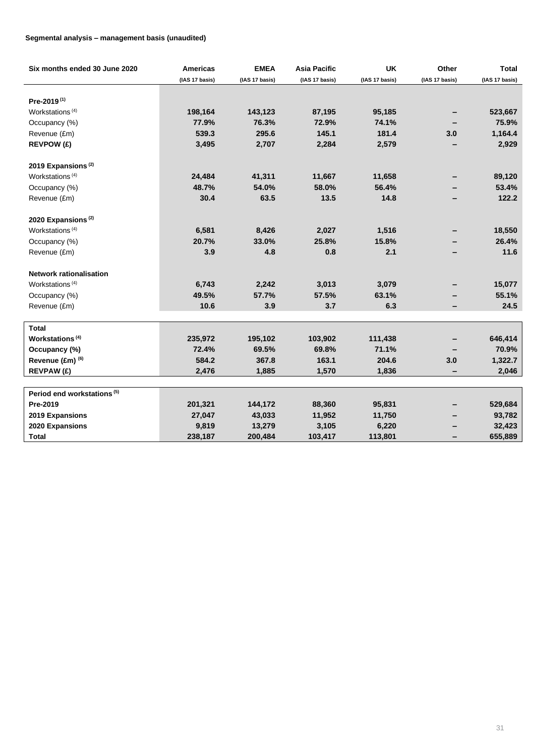**Segmental analysis – management basis (unaudited)**

| Six months ended 30 June 2020 | Americas (IAS 17 basis) | EMEA (IAS 17 basis) | Asia Pacific (IAS 17 basis) | UK (IAS 17 basis) | Other (IAS 17 basis) | Total (IAS 17 basis) |
|---|---|---|---|---|---|---|
| **Pre-2019 (1)** | | | | | | |
| Workstations (4) | 198,164 | 143,123 | 87,195 | 95,185 | – | 523,667 |
| Occupancy (%) | 77.9% | 76.3% | 72.9% | 74.1% | – | 75.9% |
| Revenue (£m) | 539.3 | 295.6 | 145.1 | 181.4 | 3.0 | 1,164.4 |
| **REVPOW (£)** | 3,495 | 2,707 | 2,284 | 2,579 | – | 2,929 |
| **2019 Expansions (2)** | | | | | | |
| Workstations (4) | 24,484 | 41,311 | 11,667 | 11,658 | – | 89,120 |
| Occupancy (%) | 48.7% | 54.0% | 58.0% | 56.4% | – | 53.4% |
| Revenue (£m) | 30.4 | 63.5 | 13.5 | 14.8 | – | 122.2 |
| **2020 Expansions (2)** | | | | | | |
| Workstations (4) | 6,581 | 8,426 | 2,027 | 1,516 | – | 18,550 |
| Occupancy (%) | 20.7% | 33.0% | 25.8% | 15.8% | – | 26.4% |
| Revenue (£m) | 3.9 | 4.8 | 0.8 | 2.1 | – | 11.6 |
| **Network rationalisation** | | | | | | |
| Workstations (4) | 6,743 | 2,242 | 3,013 | 3,079 | – | 15,077 |
| Occupancy (%) | 49.5% | 57.7% | 57.5% | 63.1% | – | 55.1% |
| Revenue (£m) | 10.6 | 3.9 | 3.7 | 6.3 | – | 24.5 |
| **Total** | | | | | | |
| **Workstations (4)** | 235,972 | 195,102 | 103,902 | 111,438 | – | 646,414 |
| **Occupancy (%)** | 72.4% | 69.5% | 69.8% | 71.1% | – | 70.9% |
| **Revenue (£m) (6)** | 584.2 | 367.8 | 163.1 | 204.6 | 3.0 | 1,322.7 |
| **REVPAW (£)** | 2,476 | 1,885 | 1,570 | 1,836 | – | 2,046 |
| **Period end workstations (5)** | | | | | | |
| **Pre-2019** | 201,321 | 144,172 | 88,360 | 95,831 | – | 529,684 |
| **2019 Expansions** | 27,047 | 43,033 | 11,952 | 11,750 | – | 93,782 |
| **2020 Expansions** | 9,819 | 13,279 | 3,105 | 6,220 | – | 32,423 |
| **Total** | 238,187 | 200,484 | 103,417 | 113,801 | – | 655,889 |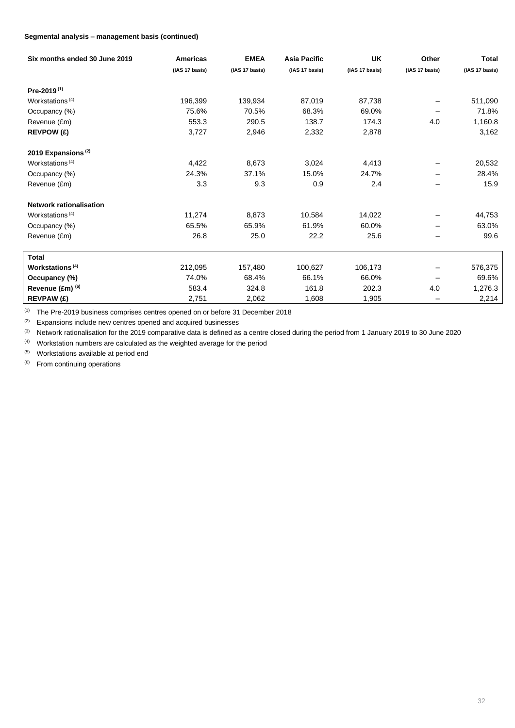**Segmental analysis – management basis (continued)**

| Six months ended 30 June 2019 | Americas (IAS 17 basis) | EMEA (IAS 17 basis) | Asia Pacific (IAS 17 basis) | UK (IAS 17 basis) | Other (IAS 17 basis) | Total (IAS 17 basis) |
|---|---|---|---|---|---|---|
| **Pre-2019** [(1)] | | | | | | |
| Workstations [(4)] | 196,399 | 139,934 | 87,019 | 87,738 | – | 511,090 |
| Occupancy (%) | 75.6% | 70.5% | 68.3% | 69.0% | – | 71.8% |
| Revenue (£m) | 553.3 | 290.5 | 138.7 | 174.3 | 4.0 | 1,160.8 |
| **REVPOW (£)** | 3,727 | 2,946 | 2,332 | 2,878 | | 3,162 |
| **2019 Expansions** [(2)] | | | | | | |
| Workstations [(4)] | 4,422 | 8,673 | 3,024 | 4,413 | – | 20,532 |
| Occupancy (%) | 24.3% | 37.1% | 15.0% | 24.7% | – | 28.4% |
| Revenue (£m) | 3.3 | 9.3 | 0.9 | 2.4 | – | 15.9 |
| **Network rationalisation** | | | | | | |
| Workstations [(4)] | 11,274 | 8,873 | 10,584 | 14,022 | – | 44,753 |
| Occupancy (%) | 65.5% | 65.9% | 61.9% | 60.0% | – | 63.0% |
| Revenue (£m) | 26.8 | 25.0 | 22.2 | 25.6 | – | 99.6 |
| **Total** | | | | | | |
| **Workstations** [(4)] | 212,095 | 157,480 | 100,627 | 106,173 | – | 576,375 |
| **Occupancy (%)** | 74.0% | 68.4% | 66.1% | 66.0% | – | 69.6% |
| **Revenue (£m)** [(6)] | 583.4 | 324.8 | 161.8 | 202.3 | 4.0 | 1,276.3 |
| **REVPAW (£)** | 2,751 | 2,062 | 1,608 | 1,905 | – | 2,214 |

(1) The Pre-2019 business comprises centres opened on or before 31 December 2018

(2) Expansions include new centres opened and acquired businesses

(3) Network rationalisation for the 2019 comparative data is defined as a centre closed during the period from 1 January 2019 to 30 June 2020

(4) Workstation numbers are calculated as the weighted average for the period

(5) Workstations available at period end

(6) From continuing operations